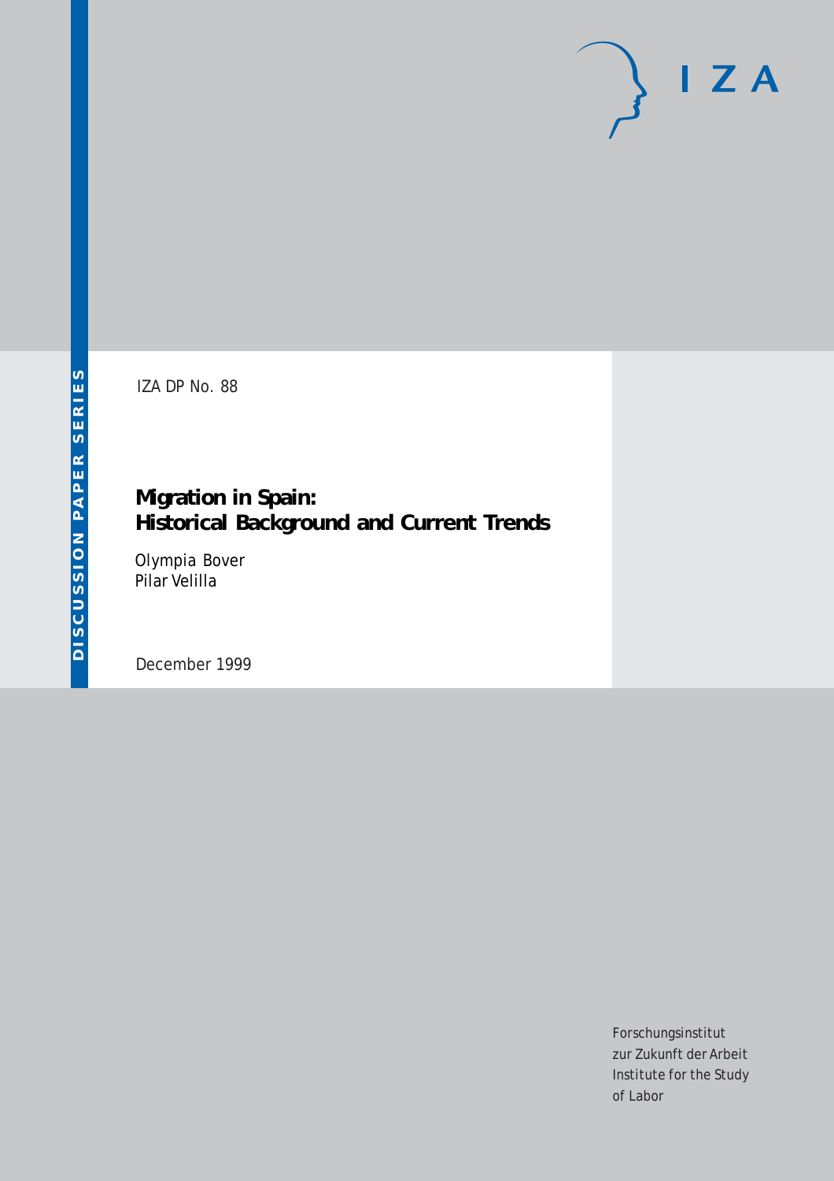IZA DP No. 88

# Migration in Spain: Historical Background and Current Trends

Olympia Bover
Pilar Velilla

December 1999

DISCUSSION PAPER SERIES

I Z A

Forschungsinstitut
zur Zukunft der Arbeit
Institute for the Study
of Labor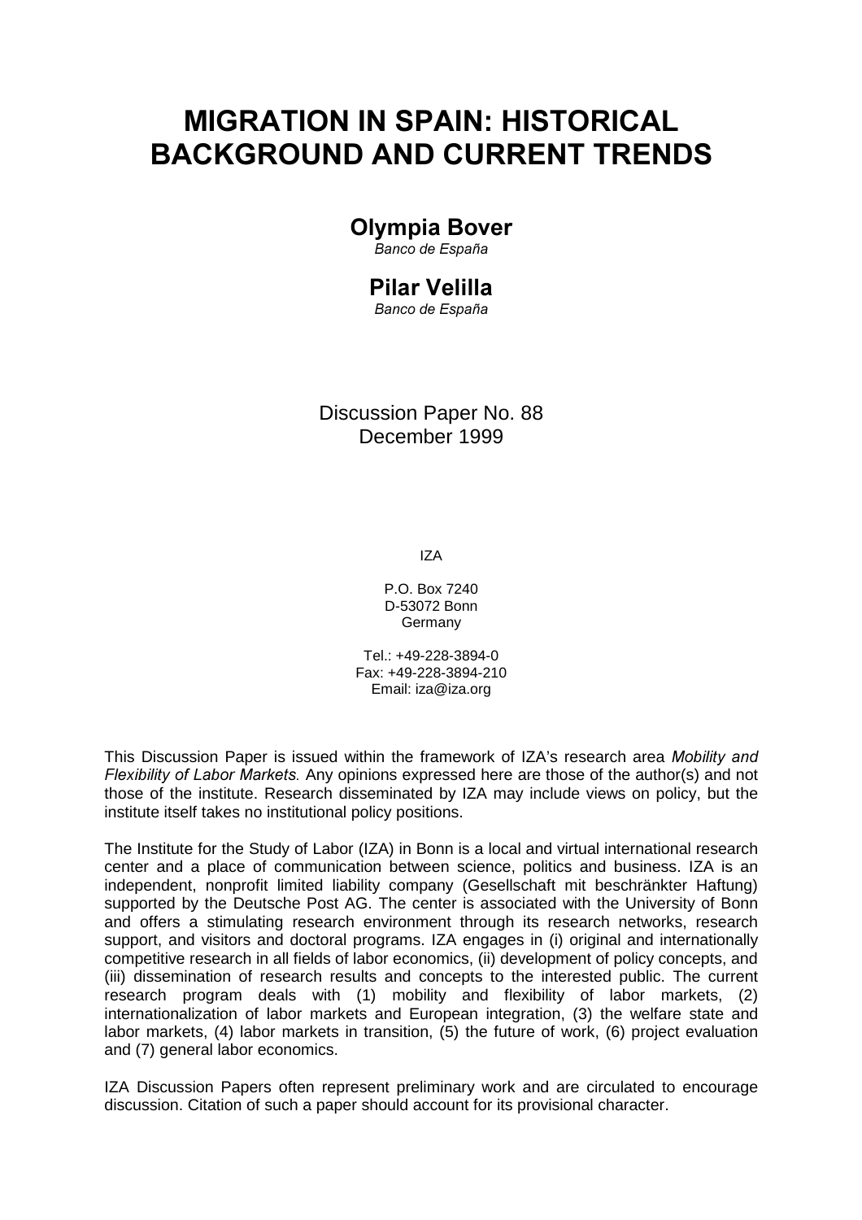# MIGRATION IN SPAIN: HISTORICAL BACKGROUND AND CURRENT TRENDS

**Olympia Bover**
*Banco de España*

**Pilar Velilla**
*Banco de España*

Discussion Paper No. 88
December 1999

IZA

P.O. Box 7240
D-53072 Bonn
Germany

Tel.: +49-228-3894-0
Fax: +49-228-3894-210
Email: iza@iza.org

This Discussion Paper is issued within the framework of IZA's research area *Mobility and Flexibility of Labor Markets.* Any opinions expressed here are those of the author(s) and not those of the institute. Research disseminated by IZA may include views on policy, but the institute itself takes no institutional policy positions.

The Institute for the Study of Labor (IZA) in Bonn is a local and virtual international research center and a place of communication between science, politics and business. IZA is an independent, nonprofit limited liability company (Gesellschaft mit beschränkter Haftung) supported by the Deutsche Post AG. The center is associated with the University of Bonn and offers a stimulating research environment through its research networks, research support, and visitors and doctoral programs. IZA engages in (i) original and internationally competitive research in all fields of labor economics, (ii) development of policy concepts, and (iii) dissemination of research results and concepts to the interested public. The current research program deals with (1) mobility and flexibility of labor markets, (2) internationalization of labor markets and European integration, (3) the welfare state and labor markets, (4) labor markets in transition, (5) the future of work, (6) project evaluation and (7) general labor economics.

IZA Discussion Papers often represent preliminary work and are circulated to encourage discussion. Citation of such a paper should account for its provisional character.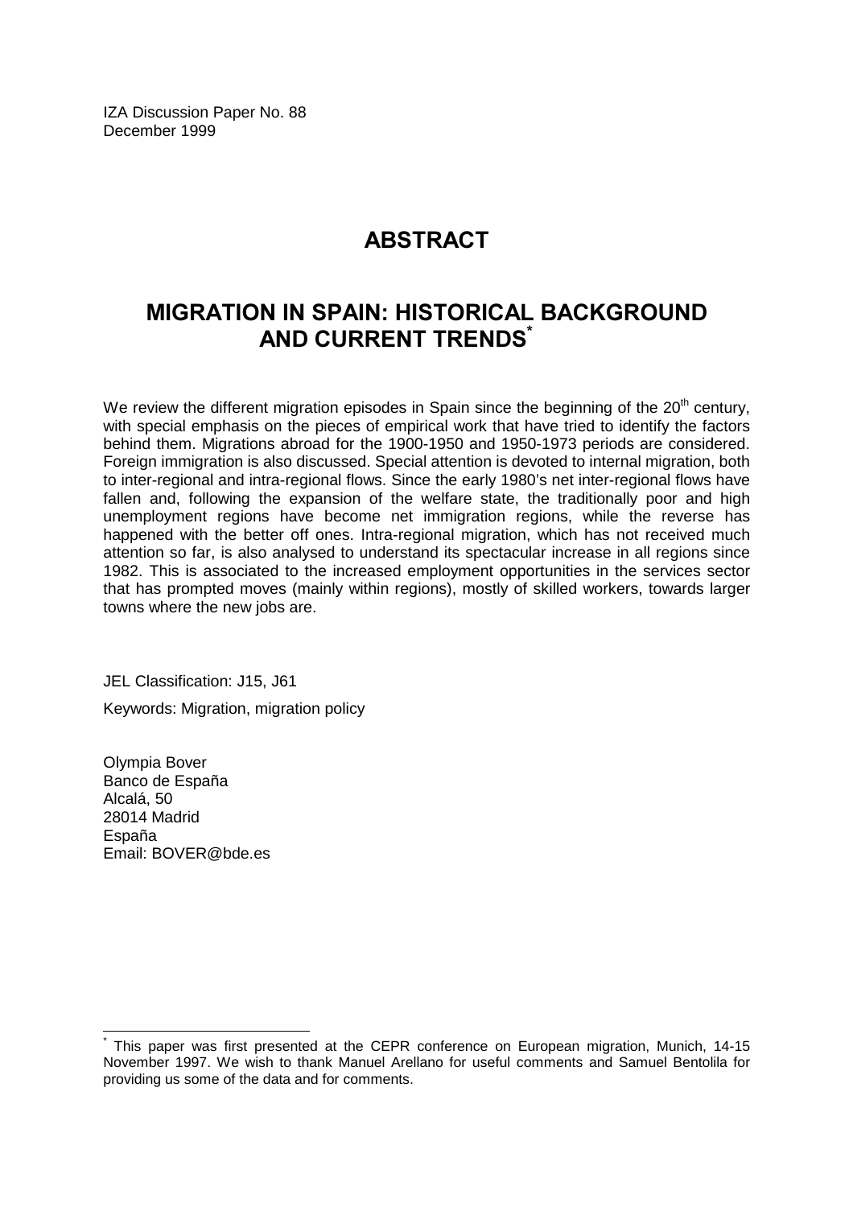IZA Discussion Paper No. 88
December 1999

# ABSTRACT

## MIGRATION IN SPAIN: HISTORICAL BACKGROUND AND CURRENT TRENDS*

We review the different migration episodes in Spain since the beginning of the 20th century, with special emphasis on the pieces of empirical work that have tried to identify the factors behind them. Migrations abroad for the 1900-1950 and 1950-1973 periods are considered. Foreign immigration is also discussed. Special attention is devoted to internal migration, both to inter-regional and intra-regional flows. Since the early 1980's net inter-regional flows have fallen and, following the expansion of the welfare state, the traditionally poor and high unemployment regions have become net immigration regions, while the reverse has happened with the better off ones. Intra-regional migration, which has not received much attention so far, is also analysed to understand its spectacular increase in all regions since 1982. This is associated to the increased employment opportunities in the services sector that has prompted moves (mainly within regions), mostly of skilled workers, towards larger towns where the new jobs are.

JEL Classification: J15, J61

Keywords: Migration, migration policy

Olympia Bover
Banco de España
Alcalá, 50
28014 Madrid
España
Email: BOVER@bde.es

---

* This paper was first presented at the CEPR conference on European migration, Munich, 14-15 November 1997. We wish to thank Manuel Arellano for useful comments and Samuel Bentolila for providing us some of the data and for comments.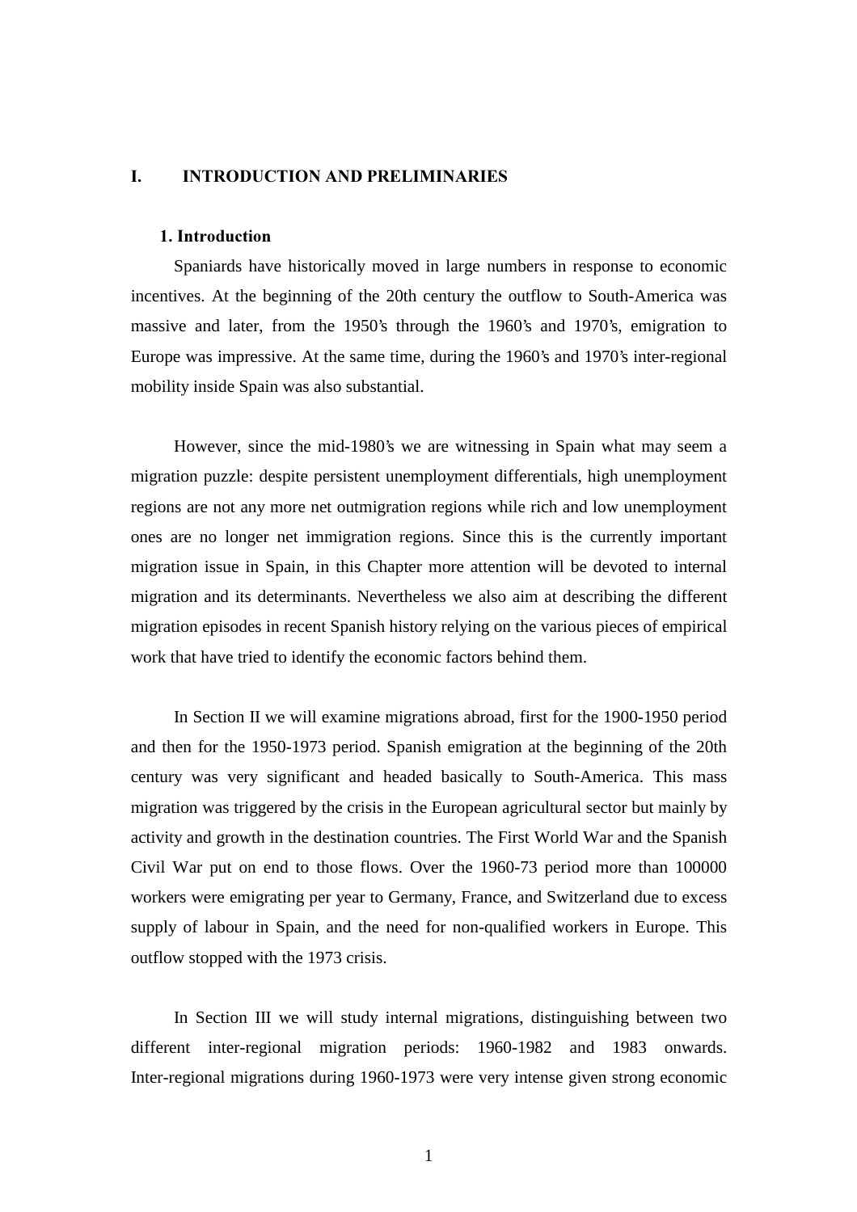# I. INTRODUCTION AND PRELIMINARIES

## 1. Introduction

Spaniards have historically moved in large numbers in response to economic incentives. At the beginning of the 20th century the outflow to South-America was massive and later, from the 1950's through the 1960's and 1970's, emigration to Europe was impressive. At the same time, during the 1960's and 1970's inter-regional mobility inside Spain was also substantial.

However, since the mid-1980's we are witnessing in Spain what may seem a migration puzzle: despite persistent unemployment differentials, high unemployment regions are not any more net outmigration regions while rich and low unemployment ones are no longer net immigration regions. Since this is the currently important migration issue in Spain, in this Chapter more attention will be devoted to internal migration and its determinants. Nevertheless we also aim at describing the different migration episodes in recent Spanish history relying on the various pieces of empirical work that have tried to identify the economic factors behind them.

In Section II we will examine migrations abroad, first for the 1900-1950 period and then for the 1950-1973 period. Spanish emigration at the beginning of the 20th century was very significant and headed basically to South-America. This mass migration was triggered by the crisis in the European agricultural sector but mainly by activity and growth in the destination countries. The First World War and the Spanish Civil War put on end to those flows. Over the 1960-73 period more than 100000 workers were emigrating per year to Germany, France, and Switzerland due to excess supply of labour in Spain, and the need for non-qualified workers in Europe. This outflow stopped with the 1973 crisis.

In Section III we will study internal migrations, distinguishing between two different inter-regional migration periods: 1960-1982 and 1983 onwards. Inter-regional migrations during 1960-1973 were very intense given strong economic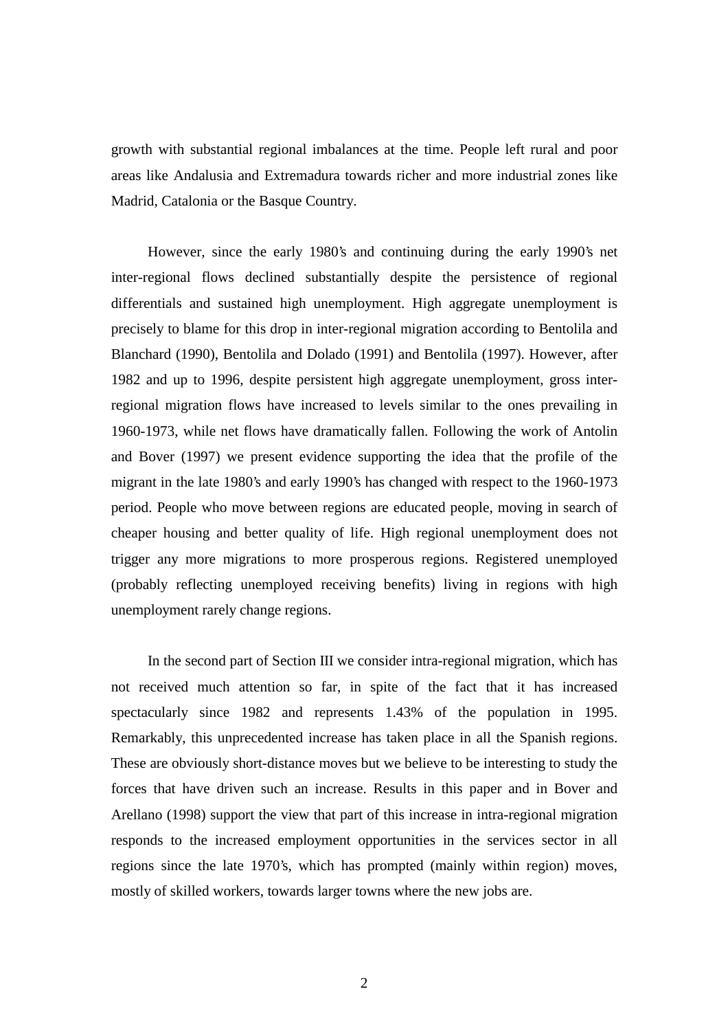growth with substantial regional imbalances at the time. People left rural and poor areas like Andalusia and Extremadura towards richer and more industrial zones like Madrid, Catalonia or the Basque Country.

However, since the early 1980's and continuing during the early 1990's net inter-regional flows declined substantially despite the persistence of regional differentials and sustained high unemployment. High aggregate unemployment is precisely to blame for this drop in inter-regional migration according to Bentolila and Blanchard (1990), Bentolila and Dolado (1991) and Bentolila (1997). However, after 1982 and up to 1996, despite persistent high aggregate unemployment, gross inter-regional migration flows have increased to levels similar to the ones prevailing in 1960-1973, while net flows have dramatically fallen. Following the work of Antolin and Bover (1997) we present evidence supporting the idea that the profile of the migrant in the late 1980's and early 1990's has changed with respect to the 1960-1973 period. People who move between regions are educated people, moving in search of cheaper housing and better quality of life. High regional unemployment does not trigger any more migrations to more prosperous regions. Registered unemployed (probably reflecting unemployed receiving benefits) living in regions with high unemployment rarely change regions.

In the second part of Section III we consider intra-regional migration, which has not received much attention so far, in spite of the fact that it has increased spectacularly since 1982 and represents 1.43% of the population in 1995. Remarkably, this unprecedented increase has taken place in all the Spanish regions. These are obviously short-distance moves but we believe to be interesting to study the forces that have driven such an increase. Results in this paper and in Bover and Arellano (1998) support the view that part of this increase in intra-regional migration responds to the increased employment opportunities in the services sector in all regions since the late 1970's, which has prompted (mainly within region) moves, mostly of skilled workers, towards larger towns where the new jobs are.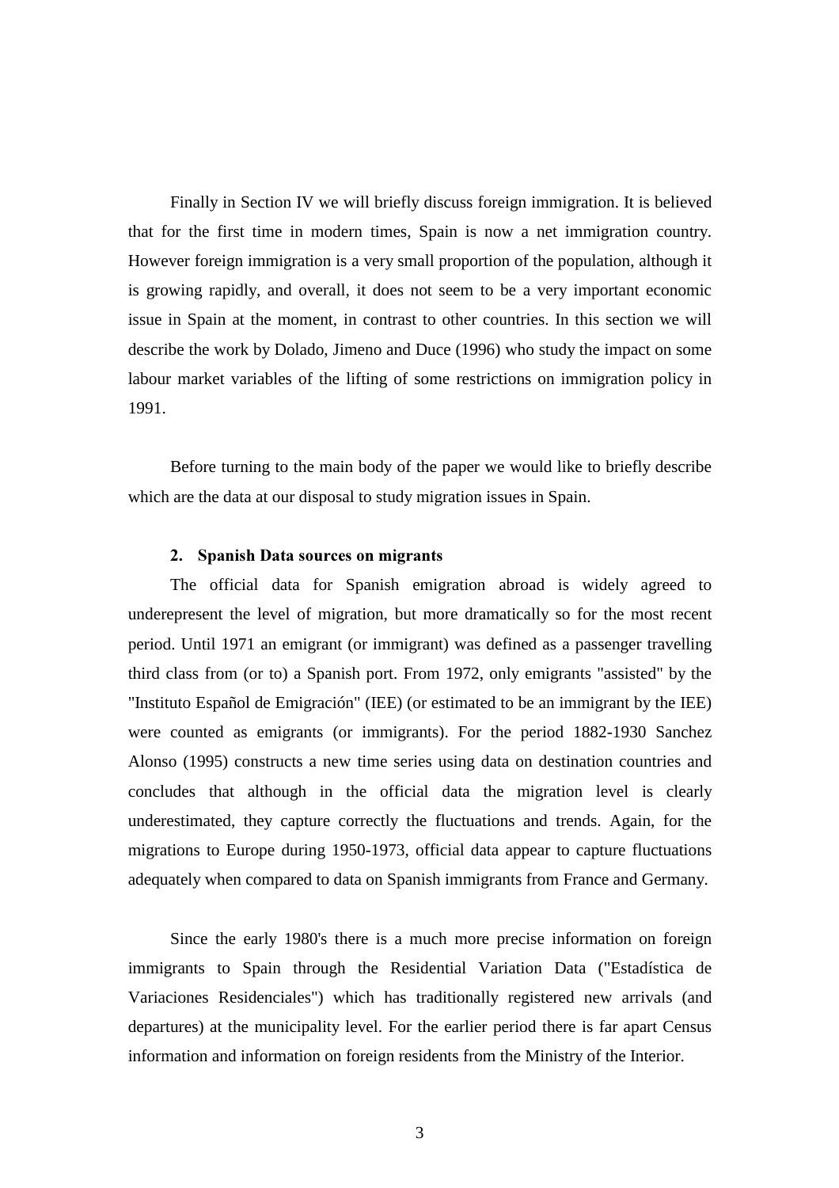Finally in Section IV we will briefly discuss foreign immigration. It is believed that for the first time in modern times, Spain is now a net immigration country. However foreign immigration is a very small proportion of the population, although it is growing rapidly, and overall, it does not seem to be a very important economic issue in Spain at the moment, in contrast to other countries. In this section we will describe the work by Dolado, Jimeno and Duce (1996) who study the impact on some labour market variables of the lifting of some restrictions on immigration policy in 1991.

Before turning to the main body of the paper we would like to briefly describe which are the data at our disposal to study migration issues in Spain.

## 2. Spanish Data sources on migrants

The official data for Spanish emigration abroad is widely agreed to underepresent the level of migration, but more dramatically so for the most recent period. Until 1971 an emigrant (or immigrant) was defined as a passenger travelling third class from (or to) a Spanish port. From 1972, only emigrants "assisted" by the "Instituto Español de Emigración" (IEE) (or estimated to be an immigrant by the IEE) were counted as emigrants (or immigrants). For the period 1882-1930 Sanchez Alonso (1995) constructs a new time series using data on destination countries and concludes that although in the official data the migration level is clearly underestimated, they capture correctly the fluctuations and trends. Again, for the migrations to Europe during 1950-1973, official data appear to capture fluctuations adequately when compared to data on Spanish immigrants from France and Germany.

Since the early 1980's there is a much more precise information on foreign immigrants to Spain through the Residential Variation Data ("Estadística de Variaciones Residenciales") which has traditionally registered new arrivals (and departures) at the municipality level. For the earlier period there is far apart Census information and information on foreign residents from the Ministry of the Interior.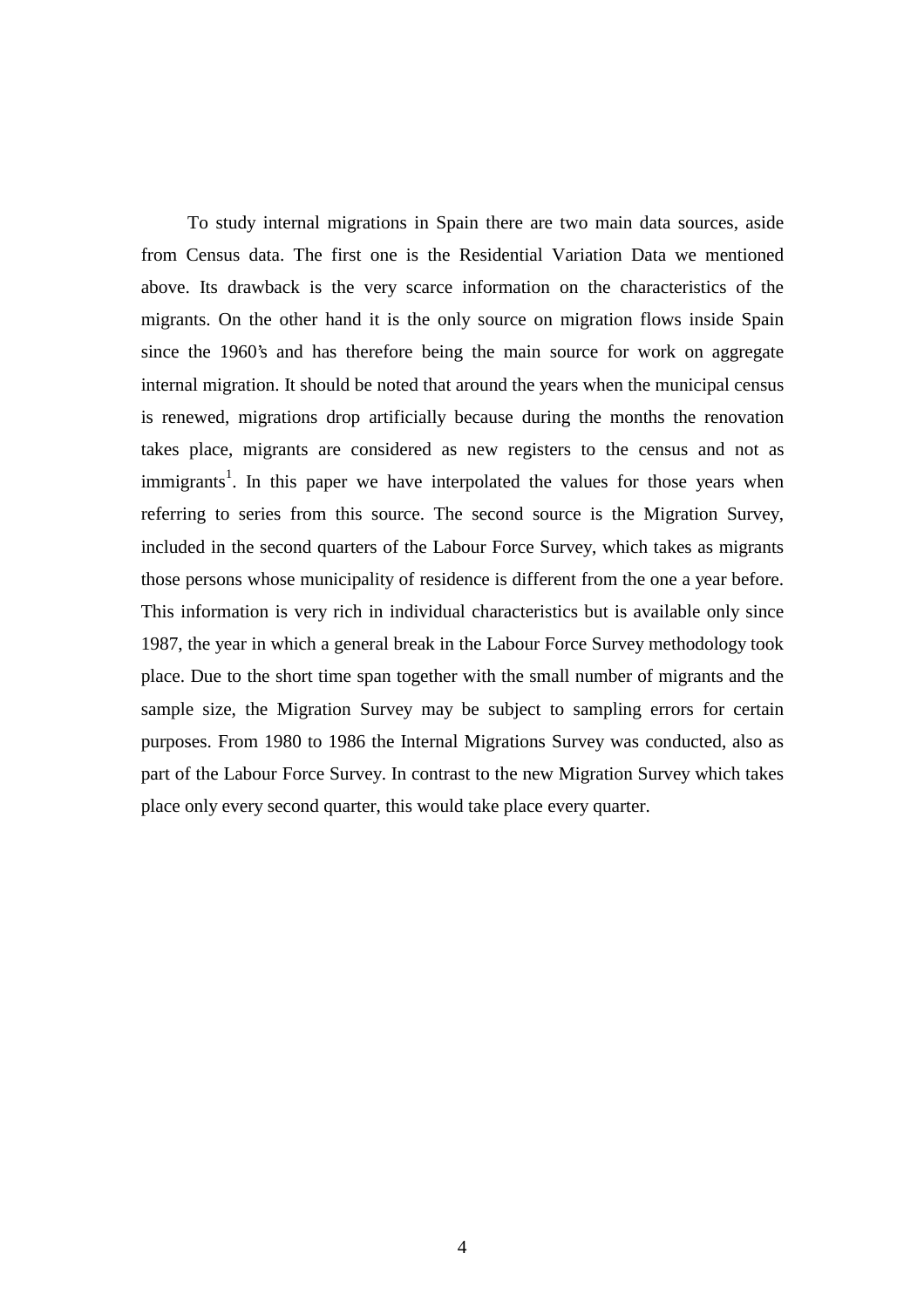To study internal migrations in Spain there are two main data sources, aside from Census data. The first one is the Residential Variation Data we mentioned above. Its drawback is the very scarce information on the characteristics of the migrants. On the other hand it is the only source on migration flows inside Spain since the 1960's and has therefore being the main source for work on aggregate internal migration. It should be noted that around the years when the municipal census is renewed, migrations drop artificially because during the months the renovation takes place, migrants are considered as new registers to the census and not as immigrants[1]. In this paper we have interpolated the values for those years when referring to series from this source. The second source is the Migration Survey, included in the second quarters of the Labour Force Survey, which takes as migrants those persons whose municipality of residence is different from the one a year before. This information is very rich in individual characteristics but is available only since 1987, the year in which a general break in the Labour Force Survey methodology took place. Due to the short time span together with the small number of migrants and the sample size, the Migration Survey may be subject to sampling errors for certain purposes. From 1980 to 1986 the Internal Migrations Survey was conducted, also as part of the Labour Force Survey. In contrast to the new Migration Survey which takes place only every second quarter, this would take place every quarter.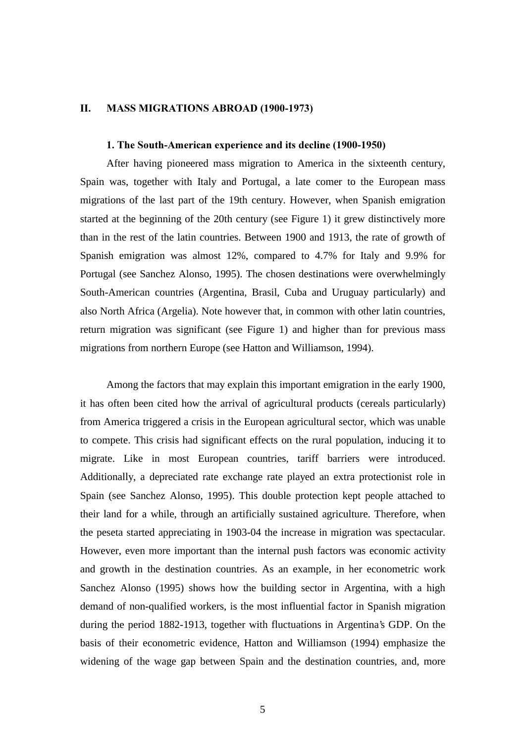## II. MASS MIGRATIONS ABROAD (1900-1973)

### 1. The South-American experience and its decline (1900-1950)

After having pioneered mass migration to America in the sixteenth century, Spain was, together with Italy and Portugal, a late comer to the European mass migrations of the last part of the 19th century. However, when Spanish emigration started at the beginning of the 20th century (see Figure 1) it grew distinctively more than in the rest of the latin countries. Between 1900 and 1913, the rate of growth of Spanish emigration was almost 12%, compared to 4.7% for Italy and 9.9% for Portugal (see Sanchez Alonso, 1995). The chosen destinations were overwhelmingly South-American countries (Argentina, Brasil, Cuba and Uruguay particularly) and also North Africa (Argelia). Note however that, in common with other latin countries, return migration was significant (see Figure 1) and higher than for previous mass migrations from northern Europe (see Hatton and Williamson, 1994).

Among the factors that may explain this important emigration in the early 1900, it has often been cited how the arrival of agricultural products (cereals particularly) from America triggered a crisis in the European agricultural sector, which was unable to compete. This crisis had significant effects on the rural population, inducing it to migrate. Like in most European countries, tariff barriers were introduced. Additionally, a depreciated rate exchange rate played an extra protectionist role in Spain (see Sanchez Alonso, 1995). This double protection kept people attached to their land for a while, through an artificially sustained agriculture. Therefore, when the peseta started appreciating in 1903-04 the increase in migration was spectacular. However, even more important than the internal push factors was economic activity and growth in the destination countries. As an example, in her econometric work Sanchez Alonso (1995) shows how the building sector in Argentina, with a high demand of non-qualified workers, is the most influential factor in Spanish migration during the period 1882-1913, together with fluctuations in Argentina's GDP. On the basis of their econometric evidence, Hatton and Williamson (1994) emphasize the widening of the wage gap between Spain and the destination countries, and, more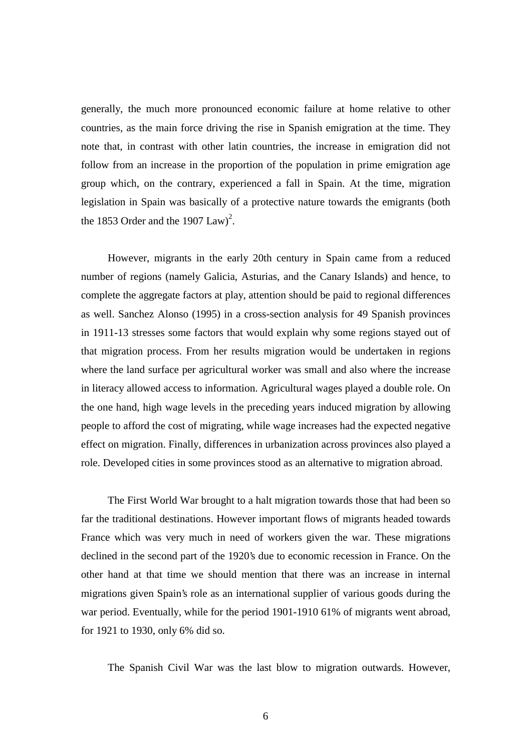generally, the much more pronounced economic failure at home relative to other countries, as the main force driving the rise in Spanish emigration at the time. They note that, in contrast with other latin countries, the increase in emigration did not follow from an increase in the proportion of the population in prime emigration age group which, on the contrary, experienced a fall in Spain. At the time, migration legislation in Spain was basically of a protective nature towards the emigrants (both the 1853 Order and the 1907 Law)[2].

However, migrants in the early 20th century in Spain came from a reduced number of regions (namely Galicia, Asturias, and the Canary Islands) and hence, to complete the aggregate factors at play, attention should be paid to regional differences as well. Sanchez Alonso (1995) in a cross-section analysis for 49 Spanish provinces in 1911-13 stresses some factors that would explain why some regions stayed out of that migration process. From her results migration would be undertaken in regions where the land surface per agricultural worker was small and also where the increase in literacy allowed access to information. Agricultural wages played a double role. On the one hand, high wage levels in the preceding years induced migration by allowing people to afford the cost of migrating, while wage increases had the expected negative effect on migration. Finally, differences in urbanization across provinces also played a role. Developed cities in some provinces stood as an alternative to migration abroad.

The First World War brought to a halt migration towards those that had been so far the traditional destinations. However important flows of migrants headed towards France which was very much in need of workers given the war. These migrations declined in the second part of the 1920's due to economic recession in France. On the other hand at that time we should mention that there was an increase in internal migrations given Spain's role as an international supplier of various goods during the war period. Eventually, while for the period 1901-1910 61% of migrants went abroad, for 1921 to 1930, only 6% did so.

The Spanish Civil War was the last blow to migration outwards. However,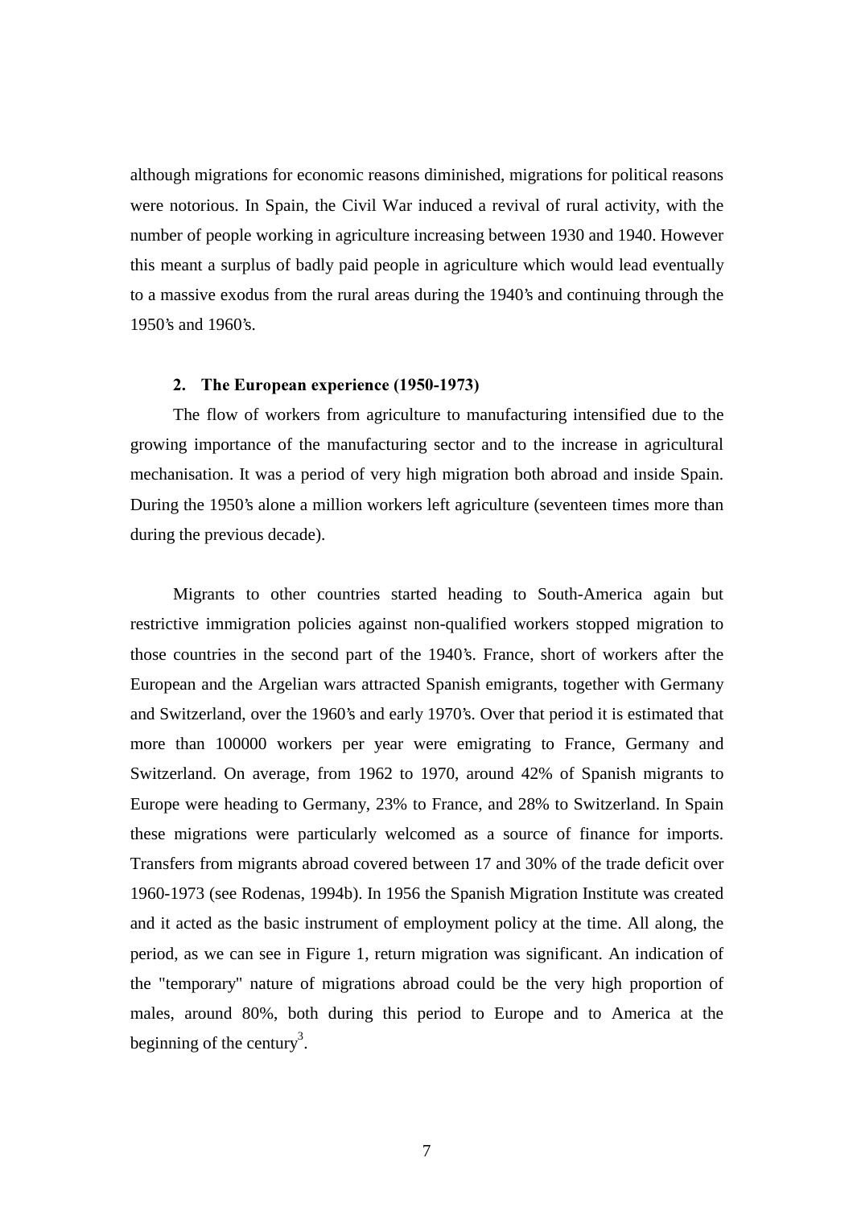although migrations for economic reasons diminished, migrations for political reasons were notorious. In Spain, the Civil War induced a revival of rural activity, with the number of people working in agriculture increasing between 1930 and 1940. However this meant a surplus of badly paid people in agriculture which would lead eventually to a massive exodus from the rural areas during the 1940's and continuing through the 1950's and 1960's.

### 2. The European experience (1950-1973)

The flow of workers from agriculture to manufacturing intensified due to the growing importance of the manufacturing sector and to the increase in agricultural mechanisation. It was a period of very high migration both abroad and inside Spain. During the 1950's alone a million workers left agriculture (seventeen times more than during the previous decade).

Migrants to other countries started heading to South-America again but restrictive immigration policies against non-qualified workers stopped migration to those countries in the second part of the 1940's. France, short of workers after the European and the Argelian wars attracted Spanish emigrants, together with Germany and Switzerland, over the 1960's and early 1970's. Over that period it is estimated that more than 100000 workers per year were emigrating to France, Germany and Switzerland. On average, from 1962 to 1970, around 42% of Spanish migrants to Europe were heading to Germany, 23% to France, and 28% to Switzerland. In Spain these migrations were particularly welcomed as a source of finance for imports. Transfers from migrants abroad covered between 17 and 30% of the trade deficit over 1960-1973 (see Rodenas, 1994b). In 1956 the Spanish Migration Institute was created and it acted as the basic instrument of employment policy at the time. All along, the period, as we can see in Figure 1, return migration was significant. An indication of the "temporary" nature of migrations abroad could be the very high proportion of males, around 80%, both during this period to Europe and to America at the beginning of the century[3].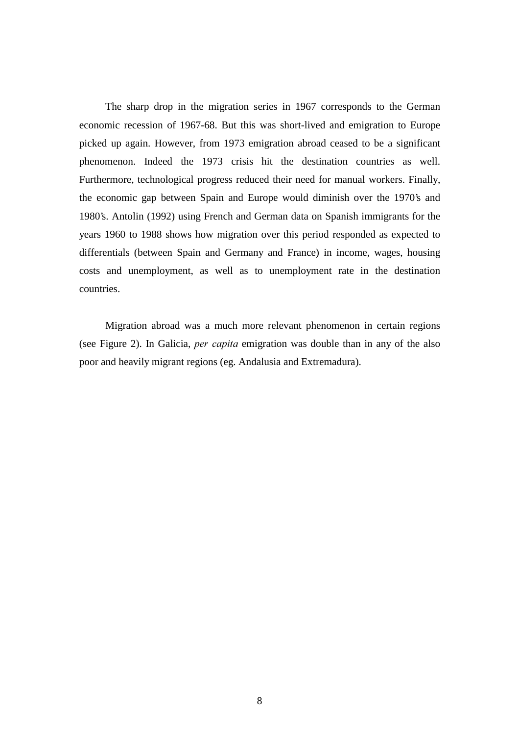The sharp drop in the migration series in 1967 corresponds to the German economic recession of 1967-68. But this was short-lived and emigration to Europe picked up again. However, from 1973 emigration abroad ceased to be a significant phenomenon. Indeed the 1973 crisis hit the destination countries as well. Furthermore, technological progress reduced their need for manual workers. Finally, the economic gap between Spain and Europe would diminish over the 1970's and 1980's. Antolin (1992) using French and German data on Spanish immigrants for the years 1960 to 1988 shows how migration over this period responded as expected to differentials (between Spain and Germany and France) in income, wages, housing costs and unemployment, as well as to unemployment rate in the destination countries.

Migration abroad was a much more relevant phenomenon in certain regions (see Figure 2). In Galicia, *per capita* emigration was double than in any of the also poor and heavily migrant regions (eg. Andalusia and Extremadura).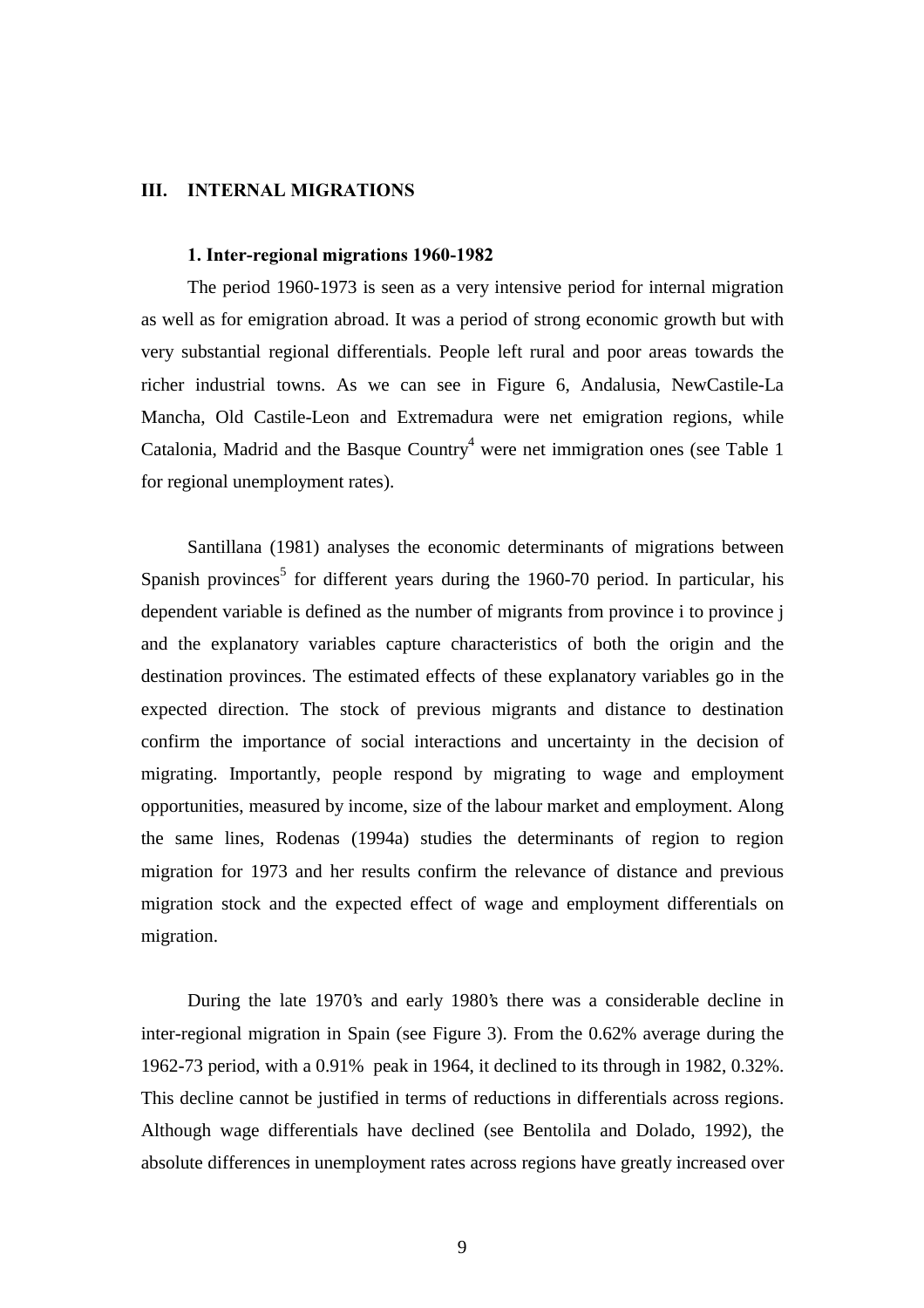## III. INTERNAL MIGRATIONS

### 1. Inter-regional migrations 1960-1982

The period 1960-1973 is seen as a very intensive period for internal migration as well as for emigration abroad. It was a period of strong economic growth but with very substantial regional differentials. People left rural and poor areas towards the richer industrial towns. As we can see in Figure 6, Andalusia, NewCastile-La Mancha, Old Castile-Leon and Extremadura were net emigration regions, while Catalonia, Madrid and the Basque Country[4] were net immigration ones (see Table 1 for regional unemployment rates).

Santillana (1981) analyses the economic determinants of migrations between Spanish provinces[5] for different years during the 1960-70 period. In particular, his dependent variable is defined as the number of migrants from province i to province j and the explanatory variables capture characteristics of both the origin and the destination provinces. The estimated effects of these explanatory variables go in the expected direction. The stock of previous migrants and distance to destination confirm the importance of social interactions and uncertainty in the decision of migrating. Importantly, people respond by migrating to wage and employment opportunities, measured by income, size of the labour market and employment. Along the same lines, Rodenas (1994a) studies the determinants of region to region migration for 1973 and her results confirm the relevance of distance and previous migration stock and the expected effect of wage and employment differentials on migration.

During the late 1970's and early 1980's there was a considerable decline in inter-regional migration in Spain (see Figure 3). From the 0.62% average during the 1962-73 period, with a 0.91% peak in 1964, it declined to its through in 1982, 0.32%. This decline cannot be justified in terms of reductions in differentials across regions. Although wage differentials have declined (see Bentolila and Dolado, 1992), the absolute differences in unemployment rates across regions have greatly increased over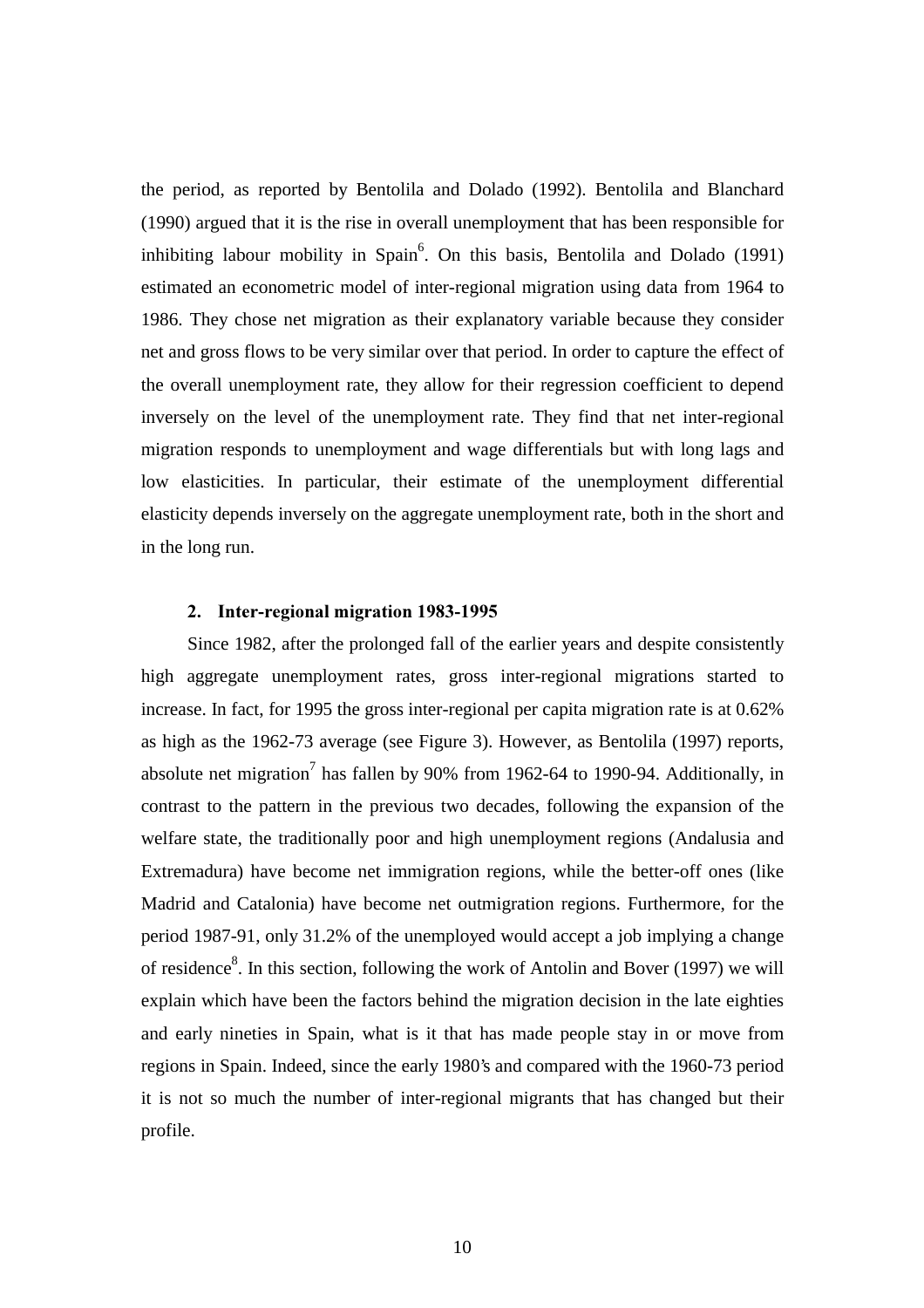the period, as reported by Bentolila and Dolado (1992). Bentolila and Blanchard (1990) argued that it is the rise in overall unemployment that has been responsible for inhibiting labour mobility in Spain[6]. On this basis, Bentolila and Dolado (1991) estimated an econometric model of inter-regional migration using data from 1964 to 1986. They chose net migration as their explanatory variable because they consider net and gross flows to be very similar over that period. In order to capture the effect of the overall unemployment rate, they allow for their regression coefficient to depend inversely on the level of the unemployment rate. They find that net inter-regional migration responds to unemployment and wage differentials but with long lags and low elasticities. In particular, their estimate of the unemployment differential elasticity depends inversely on the aggregate unemployment rate, both in the short and in the long run.

## 2. Inter-regional migration 1983-1995

Since 1982, after the prolonged fall of the earlier years and despite consistently high aggregate unemployment rates, gross inter-regional migrations started to increase. In fact, for 1995 the gross inter-regional per capita migration rate is at 0.62% as high as the 1962-73 average (see Figure 3). However, as Bentolila (1997) reports, absolute net migration[7] has fallen by 90% from 1962-64 to 1990-94. Additionally, in contrast to the pattern in the previous two decades, following the expansion of the welfare state, the traditionally poor and high unemployment regions (Andalusia and Extremadura) have become net immigration regions, while the better-off ones (like Madrid and Catalonia) have become net outmigration regions. Furthermore, for the period 1987-91, only 31.2% of the unemployed would accept a job implying a change of residence[8]. In this section, following the work of Antolin and Bover (1997) we will explain which have been the factors behind the migration decision in the late eighties and early nineties in Spain, what is it that has made people stay in or move from regions in Spain. Indeed, since the early 1980's and compared with the 1960-73 period it is not so much the number of inter-regional migrants that has changed but their profile.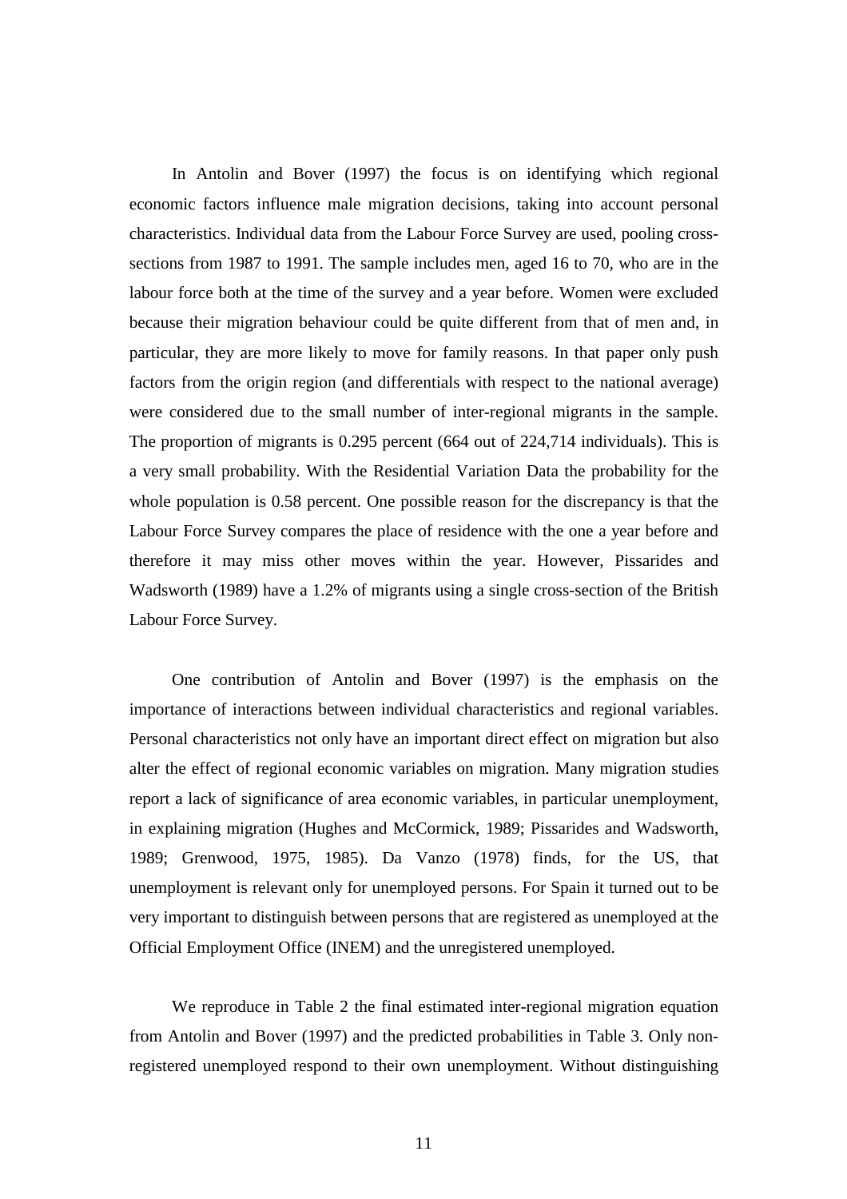In Antolin and Bover (1997) the focus is on identifying which regional economic factors influence male migration decisions, taking into account personal characteristics. Individual data from the Labour Force Survey are used, pooling cross-sections from 1987 to 1991. The sample includes men, aged 16 to 70, who are in the labour force both at the time of the survey and a year before. Women were excluded because their migration behaviour could be quite different from that of men and, in particular, they are more likely to move for family reasons. In that paper only push factors from the origin region (and differentials with respect to the national average) were considered due to the small number of inter-regional migrants in the sample. The proportion of migrants is 0.295 percent (664 out of 224,714 individuals). This is a very small probability. With the Residential Variation Data the probability for the whole population is 0.58 percent. One possible reason for the discrepancy is that the Labour Force Survey compares the place of residence with the one a year before and therefore it may miss other moves within the year. However, Pissarides and Wadsworth (1989) have a 1.2% of migrants using a single cross-section of the British Labour Force Survey.

One contribution of Antolin and Bover (1997) is the emphasis on the importance of interactions between individual characteristics and regional variables. Personal characteristics not only have an important direct effect on migration but also alter the effect of regional economic variables on migration. Many migration studies report a lack of significance of area economic variables, in particular unemployment, in explaining migration (Hughes and McCormick, 1989; Pissarides and Wadsworth, 1989; Grenwood, 1975, 1985). Da Vanzo (1978) finds, for the US, that unemployment is relevant only for unemployed persons. For Spain it turned out to be very important to distinguish between persons that are registered as unemployed at the Official Employment Office (INEM) and the unregistered unemployed.

We reproduce in Table 2 the final estimated inter-regional migration equation from Antolin and Bover (1997) and the predicted probabilities in Table 3. Only non-registered unemployed respond to their own unemployment. Without distinguishing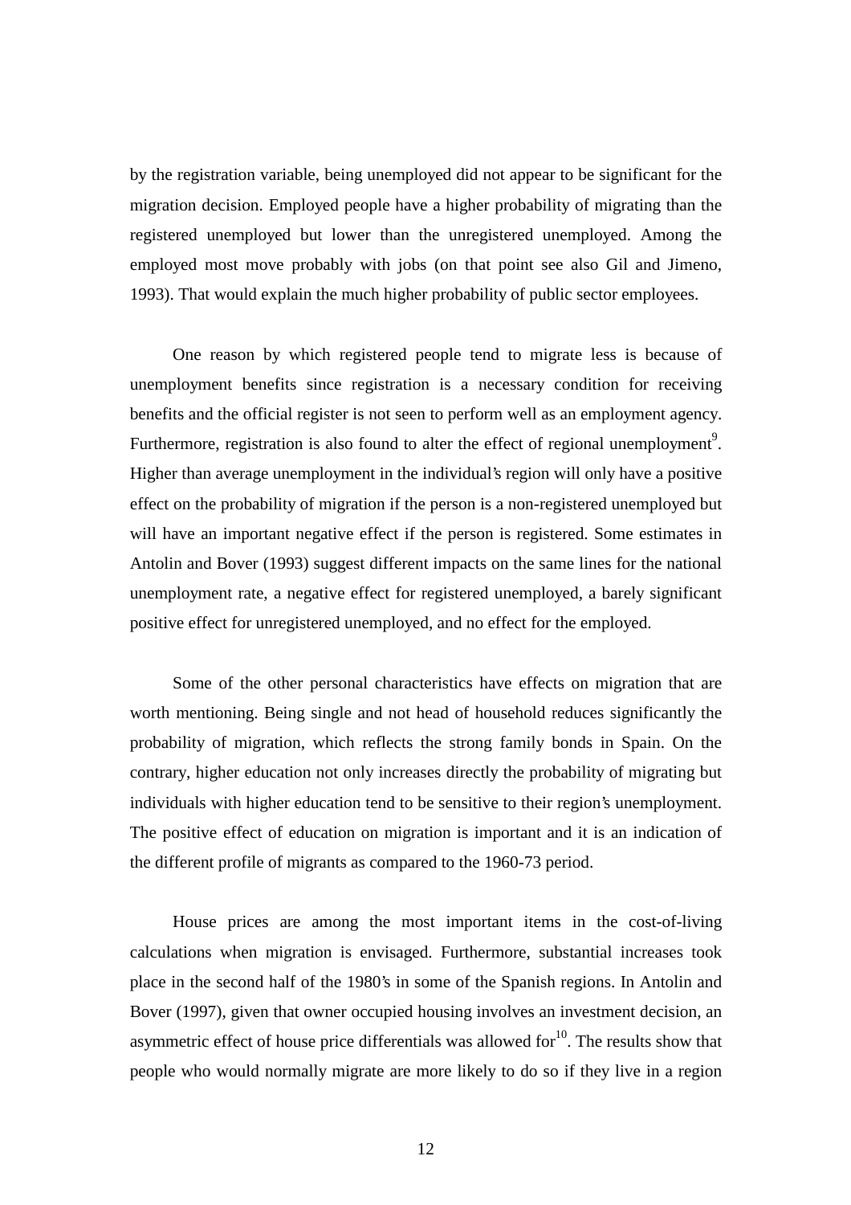by the registration variable, being unemployed did not appear to be significant for the migration decision. Employed people have a higher probability of migrating than the registered unemployed but lower than the unregistered unemployed. Among the employed most move probably with jobs (on that point see also Gil and Jimeno, 1993). That would explain the much higher probability of public sector employees.

One reason by which registered people tend to migrate less is because of unemployment benefits since registration is a necessary condition for receiving benefits and the official register is not seen to perform well as an employment agency. Furthermore, registration is also found to alter the effect of regional unemployment[9]. Higher than average unemployment in the individual's region will only have a positive effect on the probability of migration if the person is a non-registered unemployed but will have an important negative effect if the person is registered. Some estimates in Antolin and Bover (1993) suggest different impacts on the same lines for the national unemployment rate, a negative effect for registered unemployed, a barely significant positive effect for unregistered unemployed, and no effect for the employed.

Some of the other personal characteristics have effects on migration that are worth mentioning. Being single and not head of household reduces significantly the probability of migration, which reflects the strong family bonds in Spain. On the contrary, higher education not only increases directly the probability of migrating but individuals with higher education tend to be sensitive to their region's unemployment. The positive effect of education on migration is important and it is an indication of the different profile of migrants as compared to the 1960-73 period.

House prices are among the most important items in the cost-of-living calculations when migration is envisaged. Furthermore, substantial increases took place in the second half of the 1980's in some of the Spanish regions. In Antolin and Bover (1997), given that owner occupied housing involves an investment decision, an asymmetric effect of house price differentials was allowed for[10]. The results show that people who would normally migrate are more likely to do so if they live in a region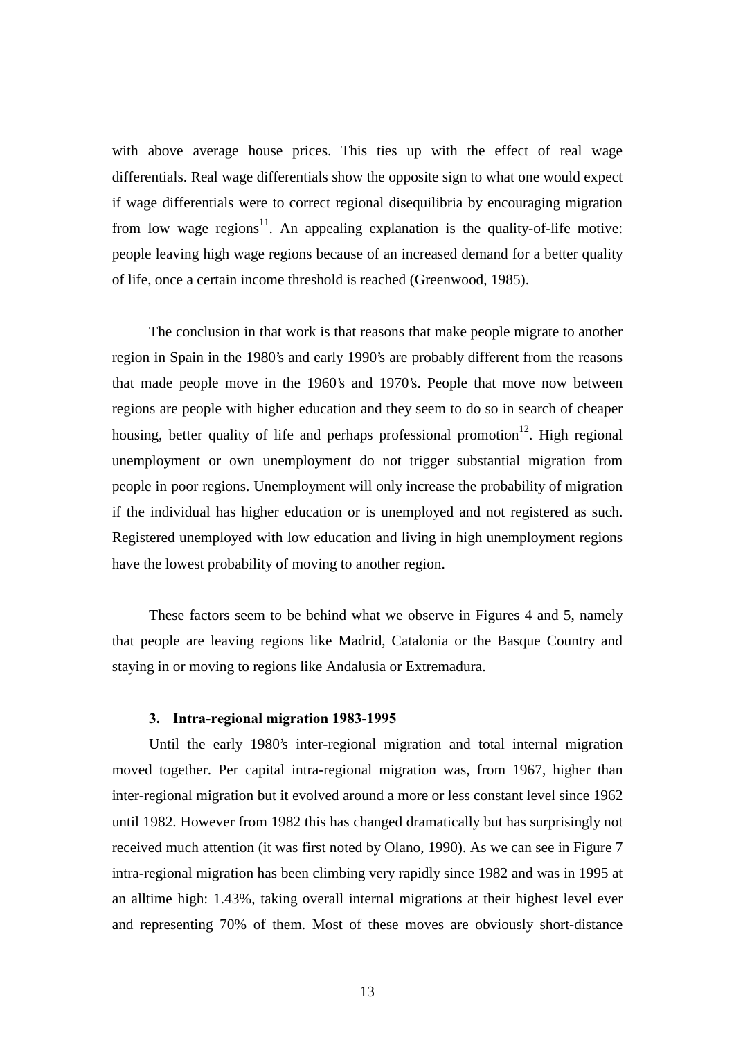with above average house prices. This ties up with the effect of real wage differentials. Real wage differentials show the opposite sign to what one would expect if wage differentials were to correct regional disequilibria by encouraging migration from low wage regions[11]. An appealing explanation is the quality-of-life motive: people leaving high wage regions because of an increased demand for a better quality of life, once a certain income threshold is reached (Greenwood, 1985).

The conclusion in that work is that reasons that make people migrate to another region in Spain in the 1980's and early 1990's are probably different from the reasons that made people move in the 1960's and 1970's. People that move now between regions are people with higher education and they seem to do so in search of cheaper housing, better quality of life and perhaps professional promotion[12]. High regional unemployment or own unemployment do not trigger substantial migration from people in poor regions. Unemployment will only increase the probability of migration if the individual has higher education or is unemployed and not registered as such. Registered unemployed with low education and living in high unemployment regions have the lowest probability of moving to another region.

These factors seem to be behind what we observe in Figures 4 and 5, namely that people are leaving regions like Madrid, Catalonia or the Basque Country and staying in or moving to regions like Andalusia or Extremadura.

### 3. Intra-regional migration 1983-1995

Until the early 1980's inter-regional migration and total internal migration moved together. Per capital intra-regional migration was, from 1967, higher than inter-regional migration but it evolved around a more or less constant level since 1962 until 1982. However from 1982 this has changed dramatically but has surprisingly not received much attention (it was first noted by Olano, 1990). As we can see in Figure 7 intra-regional migration has been climbing very rapidly since 1982 and was in 1995 at an alltime high: 1.43%, taking overall internal migrations at their highest level ever and representing 70% of them. Most of these moves are obviously short-distance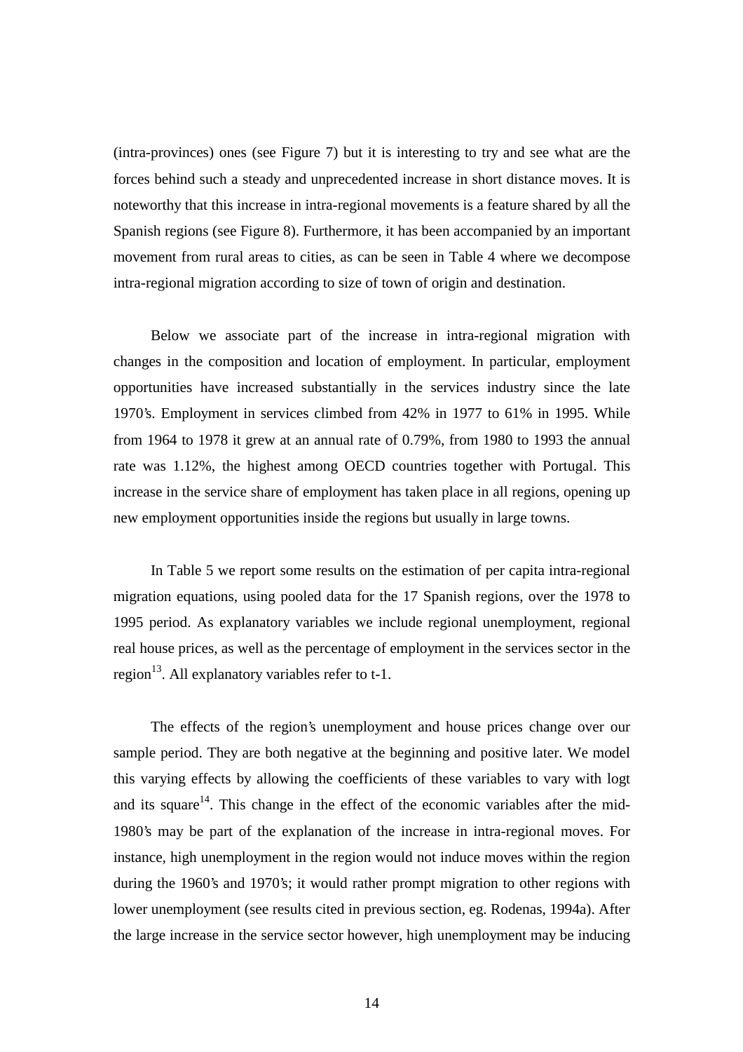(intra-provinces) ones (see Figure 7) but it is interesting to try and see what are the forces behind such a steady and unprecedented increase in short distance moves. It is noteworthy that this increase in intra-regional movements is a feature shared by all the Spanish regions (see Figure 8). Furthermore, it has been accompanied by an important movement from rural areas to cities, as can be seen in Table 4 where we decompose intra-regional migration according to size of town of origin and destination.

Below we associate part of the increase in intra-regional migration with changes in the composition and location of employment. In particular, employment opportunities have increased substantially in the services industry since the late 1970's. Employment in services climbed from 42% in 1977 to 61% in 1995. While from 1964 to 1978 it grew at an annual rate of 0.79%, from 1980 to 1993 the annual rate was 1.12%, the highest among OECD countries together with Portugal. This increase in the service share of employment has taken place in all regions, opening up new employment opportunities inside the regions but usually in large towns.

In Table 5 we report some results on the estimation of per capita intra-regional migration equations, using pooled data for the 17 Spanish regions, over the 1978 to 1995 period. As explanatory variables we include regional unemployment, regional real house prices, as well as the percentage of employment in the services sector in the region[13]. All explanatory variables refer to t-1.

The effects of the region's unemployment and house prices change over our sample period. They are both negative at the beginning and positive later. We model this varying effects by allowing the coefficients of these variables to vary with logt and its square[14]. This change in the effect of the economic variables after the mid-1980's may be part of the explanation of the increase in intra-regional moves. For instance, high unemployment in the region would not induce moves within the region during the 1960's and 1970's; it would rather prompt migration to other regions with lower unemployment (see results cited in previous section, eg. Rodenas, 1994a). After the large increase in the service sector however, high unemployment may be inducing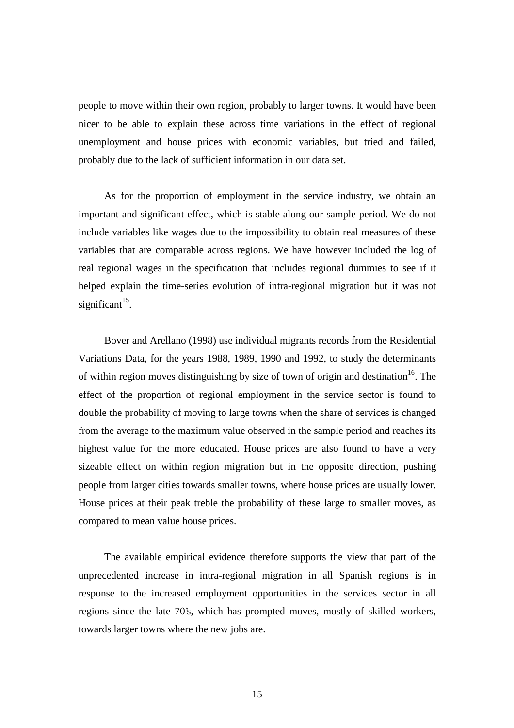people to move within their own region, probably to larger towns. It would have been nicer to be able to explain these across time variations in the effect of regional unemployment and house prices with economic variables, but tried and failed, probably due to the lack of sufficient information in our data set.

As for the proportion of employment in the service industry, we obtain an important and significant effect, which is stable along our sample period. We do not include variables like wages due to the impossibility to obtain real measures of these variables that are comparable across regions. We have however included the log of real regional wages in the specification that includes regional dummies to see if it helped explain the time-series evolution of intra-regional migration but it was not significant[15].

Bover and Arellano (1998) use individual migrants records from the Residential Variations Data, for the years 1988, 1989, 1990 and 1992, to study the determinants of within region moves distinguishing by size of town of origin and destination[16]. The effect of the proportion of regional employment in the service sector is found to double the probability of moving to large towns when the share of services is changed from the average to the maximum value observed in the sample period and reaches its highest value for the more educated. House prices are also found to have a very sizeable effect on within region migration but in the opposite direction, pushing people from larger cities towards smaller towns, where house prices are usually lower. House prices at their peak treble the probability of these large to smaller moves, as compared to mean value house prices.

The available empirical evidence therefore supports the view that part of the unprecedented increase in intra-regional migration in all Spanish regions is in response to the increased employment opportunities in the services sector in all regions since the late 70's, which has prompted moves, mostly of skilled workers, towards larger towns where the new jobs are.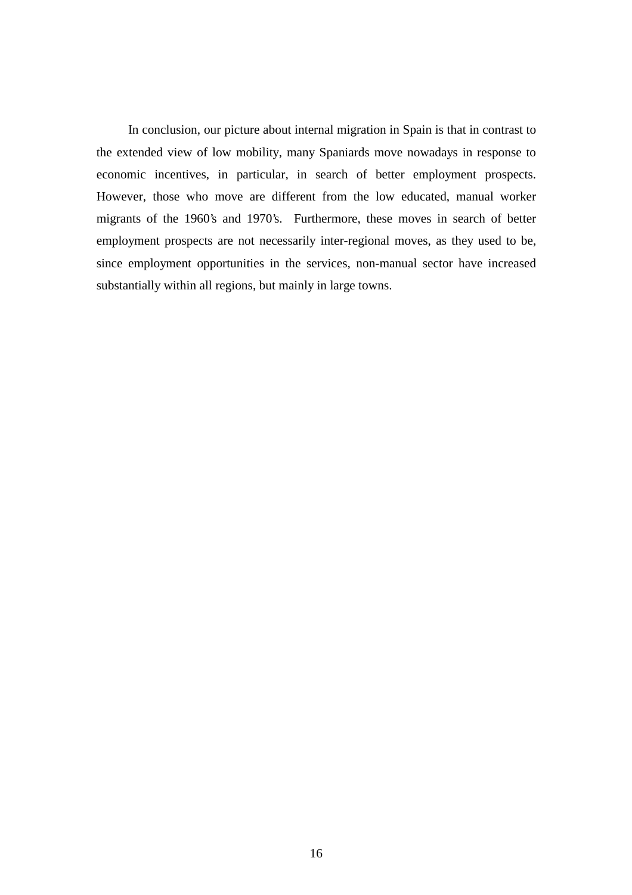In conclusion, our picture about internal migration in Spain is that in contrast to the extended view of low mobility, many Spaniards move nowadays in response to economic incentives, in particular, in search of better employment prospects. However, those who move are different from the low educated, manual worker migrants of the 1960's and 1970's. Furthermore, these moves in search of better employment prospects are not necessarily inter-regional moves, as they used to be, since employment opportunities in the services, non-manual sector have increased substantially within all regions, but mainly in large towns.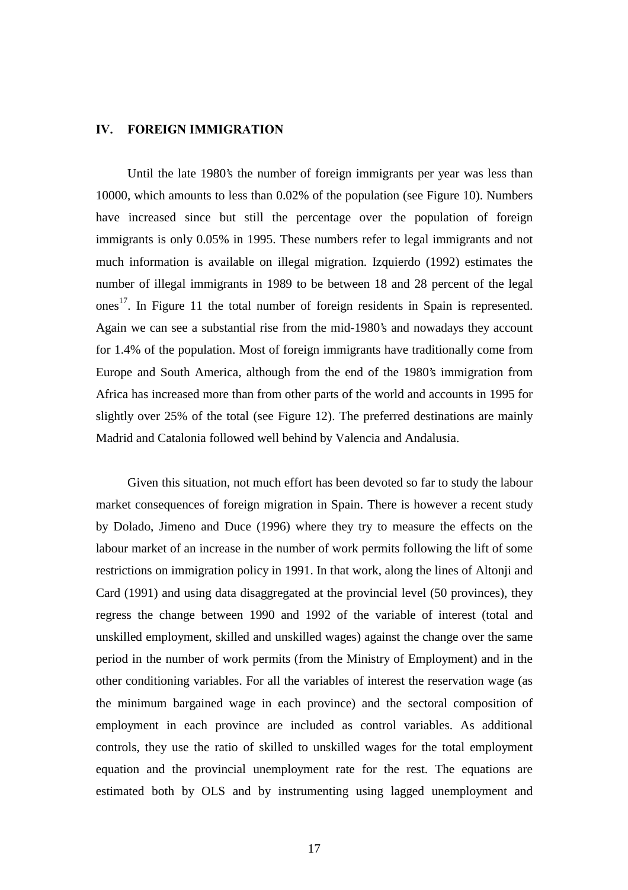## IV. FOREIGN IMMIGRATION

Until the late 1980's the number of foreign immigrants per year was less than 10000, which amounts to less than 0.02% of the population (see Figure 10). Numbers have increased since but still the percentage over the population of foreign immigrants is only 0.05% in 1995. These numbers refer to legal immigrants and not much information is available on illegal migration. Izquierdo (1992) estimates the number of illegal immigrants in 1989 to be between 18 and 28 percent of the legal ones[17]. In Figure 11 the total number of foreign residents in Spain is represented. Again we can see a substantial rise from the mid-1980's and nowadays they account for 1.4% of the population. Most of foreign immigrants have traditionally come from Europe and South America, although from the end of the 1980's immigration from Africa has increased more than from other parts of the world and accounts in 1995 for slightly over 25% of the total (see Figure 12). The preferred destinations are mainly Madrid and Catalonia followed well behind by Valencia and Andalusia.

Given this situation, not much effort has been devoted so far to study the labour market consequences of foreign migration in Spain. There is however a recent study by Dolado, Jimeno and Duce (1996) where they try to measure the effects on the labour market of an increase in the number of work permits following the lift of some restrictions on immigration policy in 1991. In that work, along the lines of Altonji and Card (1991) and using data disaggregated at the provincial level (50 provinces), they regress the change between 1990 and 1992 of the variable of interest (total and unskilled employment, skilled and unskilled wages) against the change over the same period in the number of work permits (from the Ministry of Employment) and in the other conditioning variables. For all the variables of interest the reservation wage (as the minimum bargained wage in each province) and the sectoral composition of employment in each province are included as control variables. As additional controls, they use the ratio of skilled to unskilled wages for the total employment equation and the provincial unemployment rate for the rest. The equations are estimated both by OLS and by instrumenting using lagged unemployment and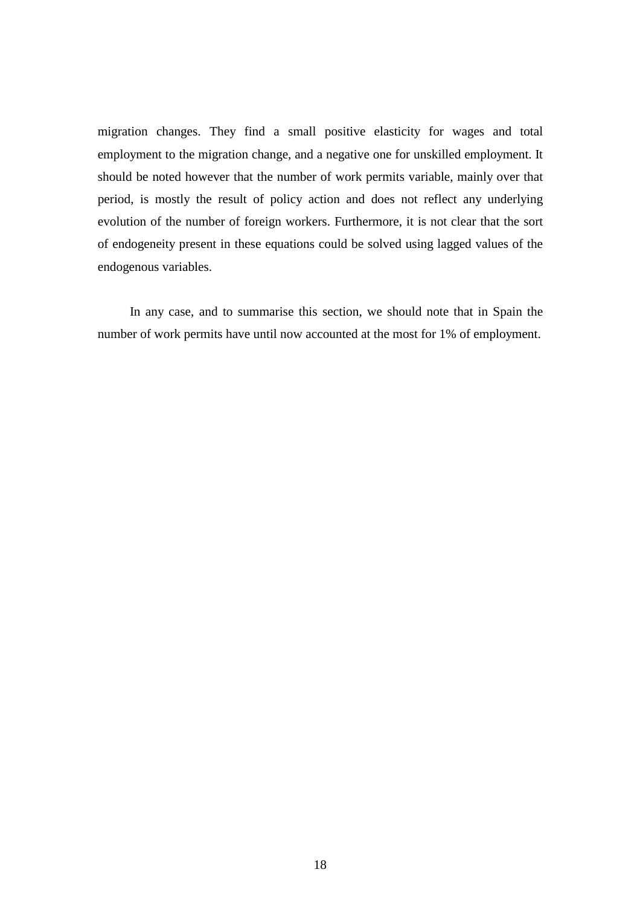migration changes. They find a small positive elasticity for wages and total employment to the migration change, and a negative one for unskilled employment. It should be noted however that the number of work permits variable, mainly over that period, is mostly the result of policy action and does not reflect any underlying evolution of the number of foreign workers. Furthermore, it is not clear that the sort of endogeneity present in these equations could be solved using lagged values of the endogenous variables.

In any case, and to summarise this section, we should note that in Spain the number of work permits have until now accounted at the most for 1% of employment.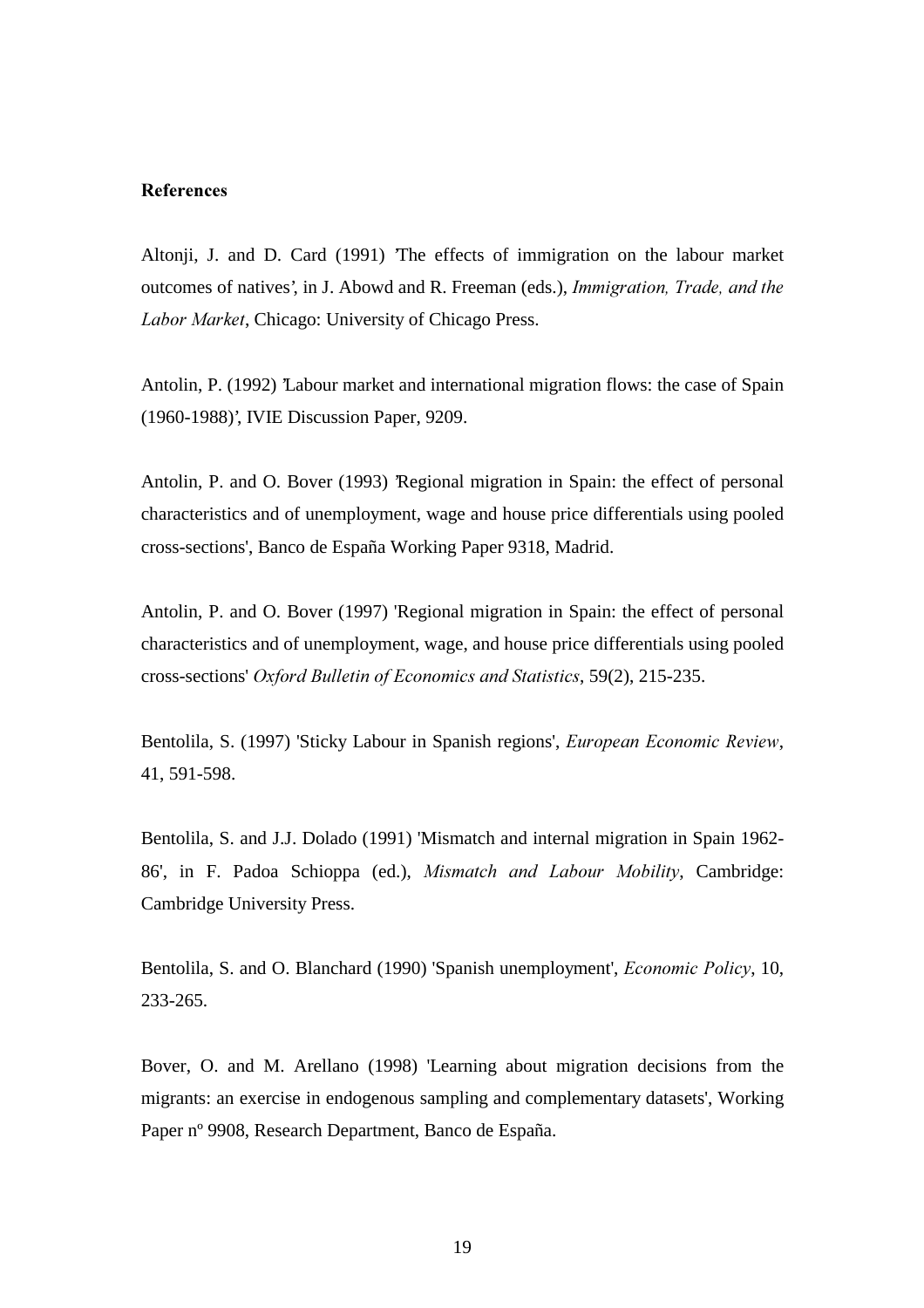**References**

Altonji, J. and D. Card (1991) 'The effects of immigration on the labour market outcomes of natives', in J. Abowd and R. Freeman (eds.), *Immigration, Trade, and the Labor Market*, Chicago: University of Chicago Press.

Antolin, P. (1992) 'Labour market and international migration flows: the case of Spain (1960-1988)', IVIE Discussion Paper, 9209.

Antolin, P. and O. Bover (1993) 'Regional migration in Spain: the effect of personal characteristics and of unemployment, wage and house price differentials using pooled cross-sections', Banco de España Working Paper 9318, Madrid.

Antolin, P. and O. Bover (1997) 'Regional migration in Spain: the effect of personal characteristics and of unemployment, wage, and house price differentials using pooled cross-sections' *Oxford Bulletin of Economics and Statistics*, 59(2), 215-235.

Bentolila, S. (1997) 'Sticky Labour in Spanish regions', *European Economic Review*, 41, 591-598.

Bentolila, S. and J.J. Dolado (1991) 'Mismatch and internal migration in Spain 1962-86', in F. Padoa Schioppa (ed.), *Mismatch and Labour Mobility*, Cambridge: Cambridge University Press.

Bentolila, S. and O. Blanchard (1990) 'Spanish unemployment', *Economic Policy*, 10, 233-265.

Bover, O. and M. Arellano (1998) 'Learning about migration decisions from the migrants: an exercise in endogenous sampling and complementary datasets', Working Paper nº 9908, Research Department, Banco de España.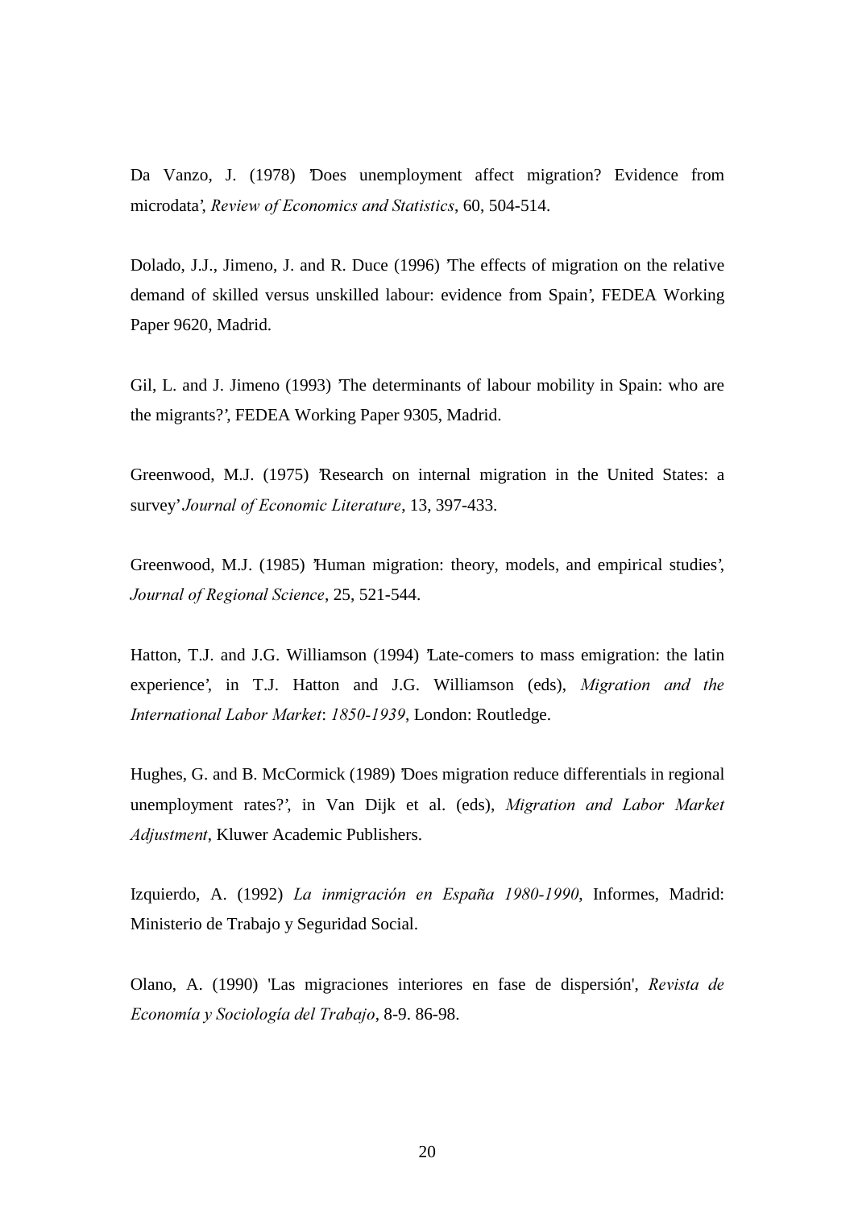Da Vanzo, J. (1978) 'Does unemployment affect migration? Evidence from microdata', *Review of Economics and Statistics*, 60, 504-514.

Dolado, J.J., Jimeno, J. and R. Duce (1996) 'The effects of migration on the relative demand of skilled versus unskilled labour: evidence from Spain', FEDEA Working Paper 9620, Madrid.

Gil, L. and J. Jimeno (1993) 'The determinants of labour mobility in Spain: who are the migrants?', FEDEA Working Paper 9305, Madrid.

Greenwood, M.J. (1975) 'Research on internal migration in the United States: a survey' *Journal of Economic Literature*, 13, 397-433.

Greenwood, M.J. (1985) 'Human migration: theory, models, and empirical studies', *Journal of Regional Science*, 25, 521-544.

Hatton, T.J. and J.G. Williamson (1994) 'Late-comers to mass emigration: the latin experience', in T.J. Hatton and J.G. Williamson (eds), *Migration and the International Labor Market*: *1850-1939*, London: Routledge.

Hughes, G. and B. McCormick (1989) 'Does migration reduce differentials in regional unemployment rates?', in Van Dijk et al. (eds), *Migration and Labor Market Adjustment*, Kluwer Academic Publishers.

Izquierdo, A. (1992) *La inmigración en España 1980-1990*, Informes, Madrid: Ministerio de Trabajo y Seguridad Social.

Olano, A. (1990) 'Las migraciones interiores en fase de dispersión', *Revista de Economía y Sociología del Trabajo*, 8-9. 86-98.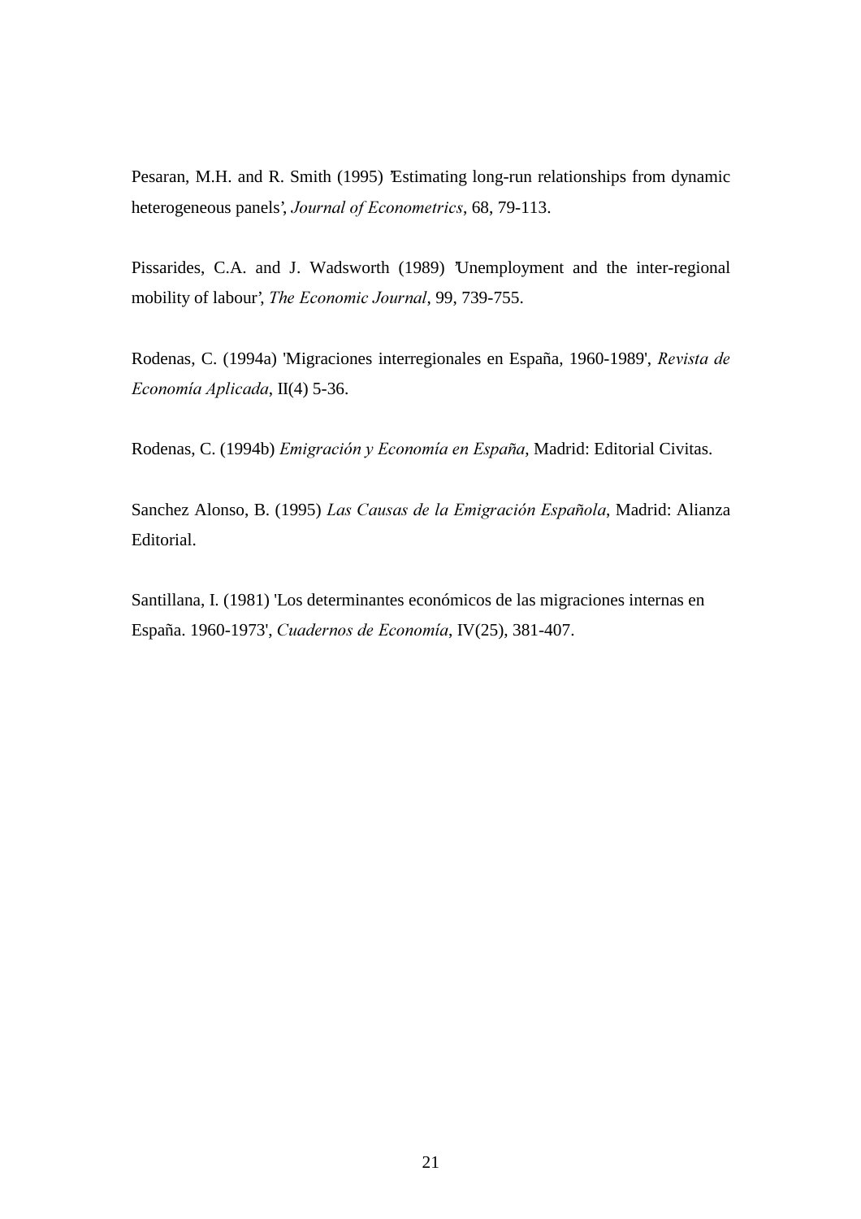Pesaran, M.H. and R. Smith (1995) 'Estimating long-run relationships from dynamic heterogeneous panels', *Journal of Econometrics*, 68, 79-113.

Pissarides, C.A. and J. Wadsworth (1989) 'Unemployment and the inter-regional mobility of labour', *The Economic Journal*, 99, 739-755.

Rodenas, C. (1994a) 'Migraciones interregionales en España, 1960-1989', *Revista de Economía Aplicada*, II(4) 5-36.

Rodenas, C. (1994b) *Emigración y Economía en España*, Madrid: Editorial Civitas.

Sanchez Alonso, B. (1995) *Las Causas de la Emigración Española*, Madrid: Alianza Editorial.

Santillana, I. (1981) 'Los determinantes económicos de las migraciones internas en España. 1960-1973', *Cuadernos de Economía*, IV(25), 381-407.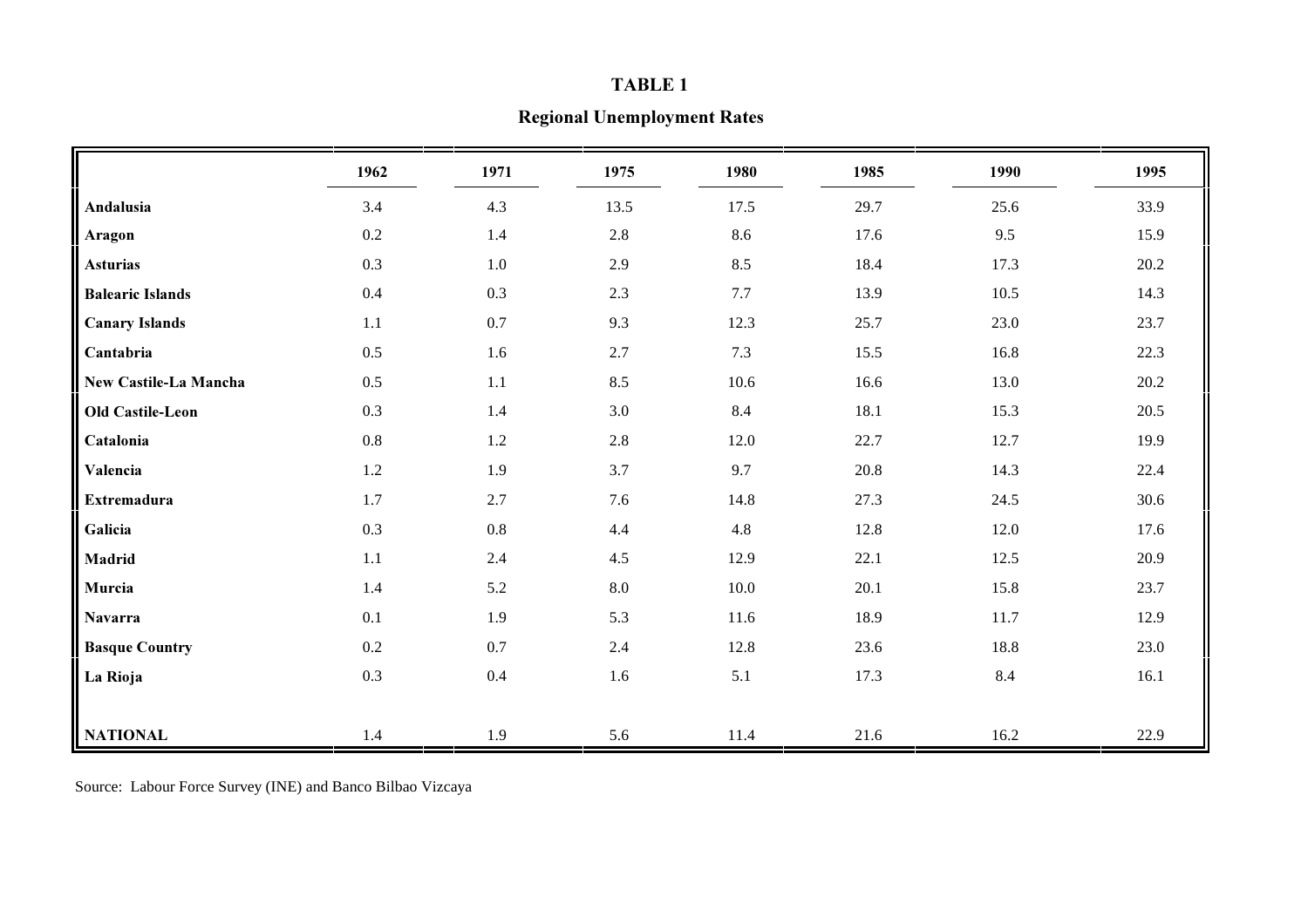**TABLE 1**

**Regional Unemployment Rates**

| | 1962 | 1971 | 1975 | 1980 | 1985 | 1990 | 1995 |
|---|---|---|---|---|---|---|---|
| **Andalusia** | 3.4 | 4.3 | 13.5 | 17.5 | 29.7 | 25.6 | 33.9 |
| **Aragon** | 0.2 | 1.4 | 2.8 | 8.6 | 17.6 | 9.5 | 15.9 |
| **Asturias** | 0.3 | 1.0 | 2.9 | 8.5 | 18.4 | 17.3 | 20.2 |
| **Balearic Islands** | 0.4 | 0.3 | 2.3 | 7.7 | 13.9 | 10.5 | 14.3 |
| **Canary Islands** | 1.1 | 0.7 | 9.3 | 12.3 | 25.7 | 23.0 | 23.7 |
| **Cantabria** | 0.5 | 1.6 | 2.7 | 7.3 | 15.5 | 16.8 | 22.3 |
| **New Castile-La Mancha** | 0.5 | 1.1 | 8.5 | 10.6 | 16.6 | 13.0 | 20.2 |
| **Old Castile-Leon** | 0.3 | 1.4 | 3.0 | 8.4 | 18.1 | 15.3 | 20.5 |
| **Catalonia** | 0.8 | 1.2 | 2.8 | 12.0 | 22.7 | 12.7 | 19.9 |
| **Valencia** | 1.2 | 1.9 | 3.7 | 9.7 | 20.8 | 14.3 | 22.4 |
| **Extremadura** | 1.7 | 2.7 | 7.6 | 14.8 | 27.3 | 24.5 | 30.6 |
| **Galicia** | 0.3 | 0.8 | 4.4 | 4.8 | 12.8 | 12.0 | 17.6 |
| **Madrid** | 1.1 | 2.4 | 4.5 | 12.9 | 22.1 | 12.5 | 20.9 |
| **Murcia** | 1.4 | 5.2 | 8.0 | 10.0 | 20.1 | 15.8 | 23.7 |
| **Navarra** | 0.1 | 1.9 | 5.3 | 11.6 | 18.9 | 11.7 | 12.9 |
| **Basque Country** | 0.2 | 0.7 | 2.4 | 12.8 | 23.6 | 18.8 | 23.0 |
| **La Rioja** | 0.3 | 0.4 | 1.6 | 5.1 | 17.3 | 8.4 | 16.1 |
| **NATIONAL** | 1.4 | 1.9 | 5.6 | 11.4 | 21.6 | 16.2 | 22.9 |

Source: Labour Force Survey (INE) and Banco Bilbao Vizcaya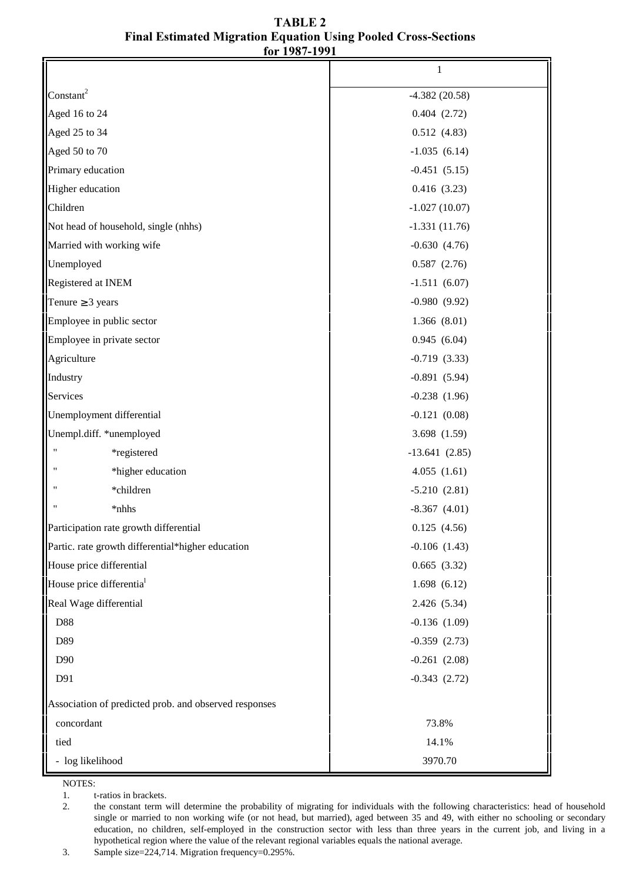**TABLE 2**
**Final Estimated Migration Equation Using Pooled Cross-Sections for 1987-1991**

| | 1 |
|---|---|
| Constant[2] | -4.382 (20.58) |
| Aged 16 to 24 | 0.404 (2.72) |
| Aged 25 to 34 | 0.512 (4.83) |
| Aged 50 to 70 | -1.035 (6.14) |
| Primary education | -0.451 (5.15) |
| Higher education | 0.416 (3.23) |
| Children | -1.027 (10.07) |
| Not head of household, single (nhhs) | -1.331 (11.76) |
| Married with working wife | -0.630 (4.76) |
| Unemployed | 0.587 (2.76) |
| Registered at INEM | -1.511 (6.07) |
| Tenure $\geq$3 years | -0.980 (9.92) |
| Employee in public sector | 1.366 (8.01) |
| Employee in private sector | 0.945 (6.04) |
| Agriculture | -0.719 (3.33) |
| Industry | -0.891 (5.94) |
| Services | -0.238 (1.96) |
| Unemployment differential | -0.121 (0.08) |
| Unempl.diff. *unemployed | 3.698 (1.59) |
| " *registered | -13.641 (2.85) |
| " *higher education | 4.055 (1.61) |
| " *children | -5.210 (2.81) |
| " *nhhs | -8.367 (4.01) |
| Participation rate growth differential | 0.125 (4.56) |
| Partic. rate growth differential*higher education | -0.106 (1.43) |
| House price differential | 0.665 (3.32) |
| House price differentia[l] | 1.698 (6.12) |
| Real Wage differential | 2.426 (5.34) |
| D88 | -0.136 (1.09) |
| D89 | -0.359 (2.73) |
| D90 | -0.261 (2.08) |
| D91 | -0.343 (2.72) |
| Association of predicted prob. and observed responses | |
| concordant | 73.8% |
| tied | 14.1% |
| - log likelihood | 3970.70 |

NOTES:

1. t-ratios in brackets.
2. the constant term will determine the probability of migrating for individuals with the following characteristics: head of household single or married to non working wife (or not head, but married), aged between 35 and 49, with either no schooling or secondary education, no children, self-employed in the construction sector with less than three years in the current job, and living in a hypothetical region where the value of the relevant regional variables equals the national average.
3. Sample size=224,714. Migration frequency=0.295%.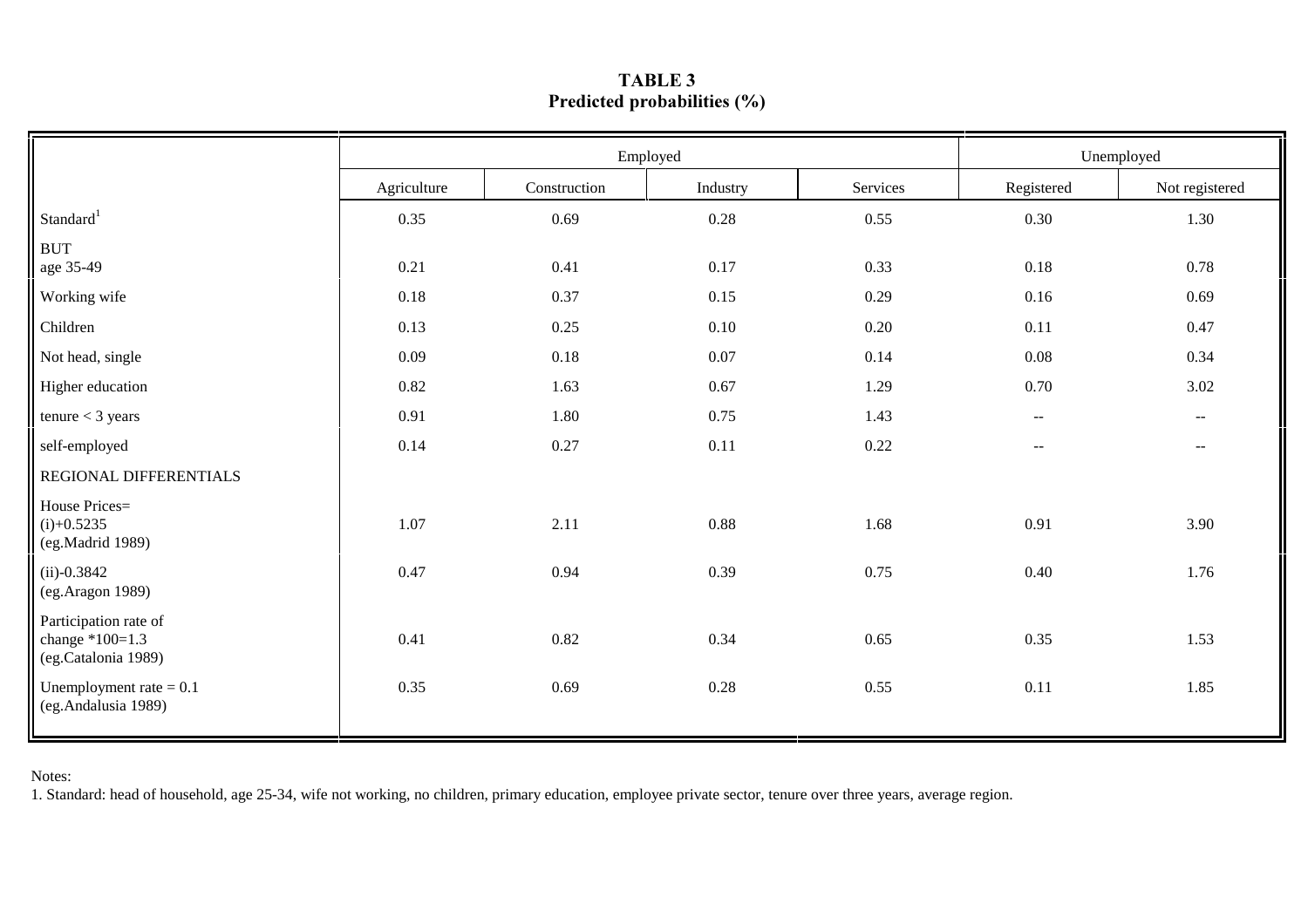**TABLE 3**
**Predicted probabilities (%)**

| | Employed | | | | Unemployed | |
|---|---|---|---|---|---|---|
| | Agriculture | Construction | Industry | Services | Registered | Not registered |
| Standard[1] | 0.35 | 0.69 | 0.28 | 0.55 | 0.30 | 1.30 |
| BUT age 35-49 | 0.21 | 0.41 | 0.17 | 0.33 | 0.18 | 0.78 |
| Working wife | 0.18 | 0.37 | 0.15 | 0.29 | 0.16 | 0.69 |
| Children | 0.13 | 0.25 | 0.10 | 0.20 | 0.11 | 0.47 |
| Not head, single | 0.09 | 0.18 | 0.07 | 0.14 | 0.08 | 0.34 |
| Higher education | 0.82 | 1.63 | 0.67 | 1.29 | 0.70 | 3.02 |
| tenure < 3 years | 0.91 | 1.80 | 0.75 | 1.43 | -- | -- |
| self-employed | 0.14 | 0.27 | 0.11 | 0.22 | -- | -- |
| REGIONAL DIFFERENTIALS | | | | | | |
| House Prices= (i)+0.5235 (eg.Madrid 1989) | 1.07 | 2.11 | 0.88 | 1.68 | 0.91 | 3.90 |
| (ii)-0.3842 (eg.Aragon 1989) | 0.47 | 0.94 | 0.39 | 0.75 | 0.40 | 1.76 |
| Participation rate of change *100=1.3 (eg.Catalonia 1989) | 0.41 | 0.82 | 0.34 | 0.65 | 0.35 | 1.53 |
| Unemployment rate = 0.1 (eg.Andalusia 1989) | 0.35 | 0.69 | 0.28 | 0.55 | 0.11 | 1.85 |

Notes:
1. Standard: head of household, age 25-34, wife not working, no children, primary education, employee private sector, tenure over three years, average region.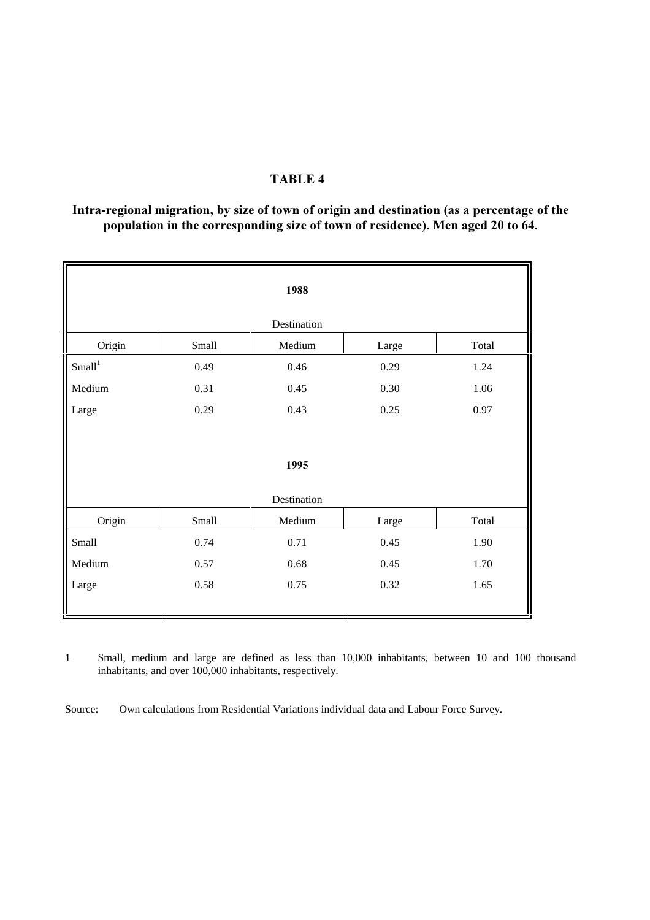# TABLE 4

**Intra-regional migration, by size of town of origin and destination (as a percentage of the population in the corresponding size of town of residence). Men aged 20 to 64.**

| **1988** | | | | |
|---|---|---|---|---|
| | Destination | | | |
| Origin | Small | Medium | Large | Total |
| Small[1] | 0.49 | 0.46 | 0.29 | 1.24 |
| Medium | 0.31 | 0.45 | 0.30 | 1.06 |
| Large | 0.29 | 0.43 | 0.25 | 0.97 |
| **1995** | | | | |
| | Destination | | | |
| Origin | Small | Medium | Large | Total |
| Small | 0.74 | 0.71 | 0.45 | 1.90 |
| Medium | 0.57 | 0.68 | 0.45 | 1.70 |
| Large | 0.58 | 0.75 | 0.32 | 1.65 |

1 Small, medium and large are defined as less than 10,000 inhabitants, between 10 and 100 thousand inhabitants, and over 100,000 inhabitants, respectively.

Source: Own calculations from Residential Variations individual data and Labour Force Survey.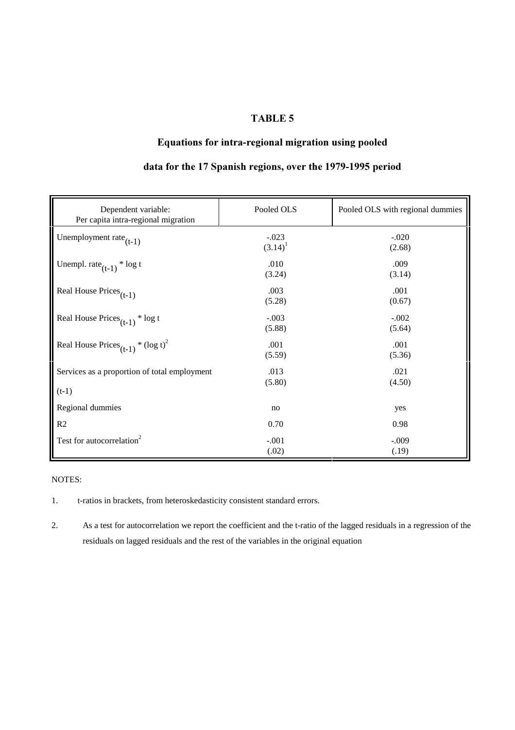# TABLE 5

## Equations for intra-regional migration using pooled data for the 17 Spanish regions, over the 1979-1995 period

| Dependent variable: Per capita intra-regional migration | Pooled OLS | Pooled OLS with regional dummies |
|---|---|---|
| Unemployment rate$_{(t-1)}$ | -.023 (3.14)[1] | -.020 (2.68) |
| Unempl. rate$_{(t-1)}$ * log t | .010 (3.24) | .009 (3.14) |
| Real House Prices$_{(t-1)}$ | .003 (5.28) | .001 (0.67) |
| Real House Prices$_{(t-1)}$ * log t | -.003 (5.88) | -.002 (5.64) |
| Real House Prices$_{(t-1)}$ * $(\log t)^2$ | .001 (5.59) | .001 (5.36) |
| Services as a proportion of total employment (t-1) | .013 (5.80) | .021 (4.50) |
| Regional dummies | no | yes |
| R2 | 0.70 | 0.98 |
| Test for autocorrelation[2] | -.001 (.02) | -.009 (.19) |

NOTES:

1. t-ratios in brackets, from heteroskedasticity consistent standard errors.

2. As a test for autocorrelation we report the coefficient and the t-ratio of the lagged residuals in a regression of the residuals on lagged residuals and the rest of the variables in the original equation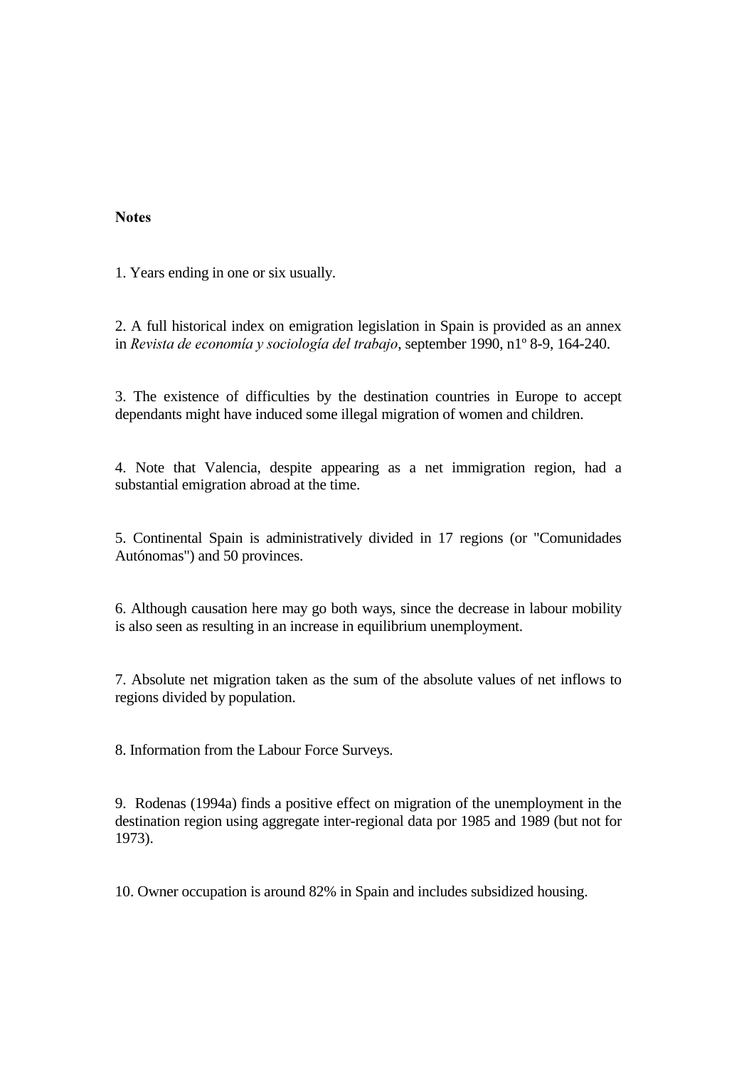**Notes**

1. Years ending in one or six usually.

2. A full historical index on emigration legislation in Spain is provided as an annex in *Revista de economía y sociología del trabajo*, september 1990, n1º 8-9, 164-240.

3. The existence of difficulties by the destination countries in Europe to accept dependants might have induced some illegal migration of women and children.

4. Note that Valencia, despite appearing as a net immigration region, had a substantial emigration abroad at the time.

5. Continental Spain is administratively divided in 17 regions (or "Comunidades Autónomas") and 50 provinces.

6. Although causation here may go both ways, since the decrease in labour mobility is also seen as resulting in an increase in equilibrium unemployment.

7. Absolute net migration taken as the sum of the absolute values of net inflows to regions divided by population.

8. Information from the Labour Force Surveys.

9. Rodenas (1994a) finds a positive effect on migration of the unemployment in the destination region using aggregate inter-regional data por 1985 and 1989 (but not for 1973).

10. Owner occupation is around 82% in Spain and includes subsidized housing.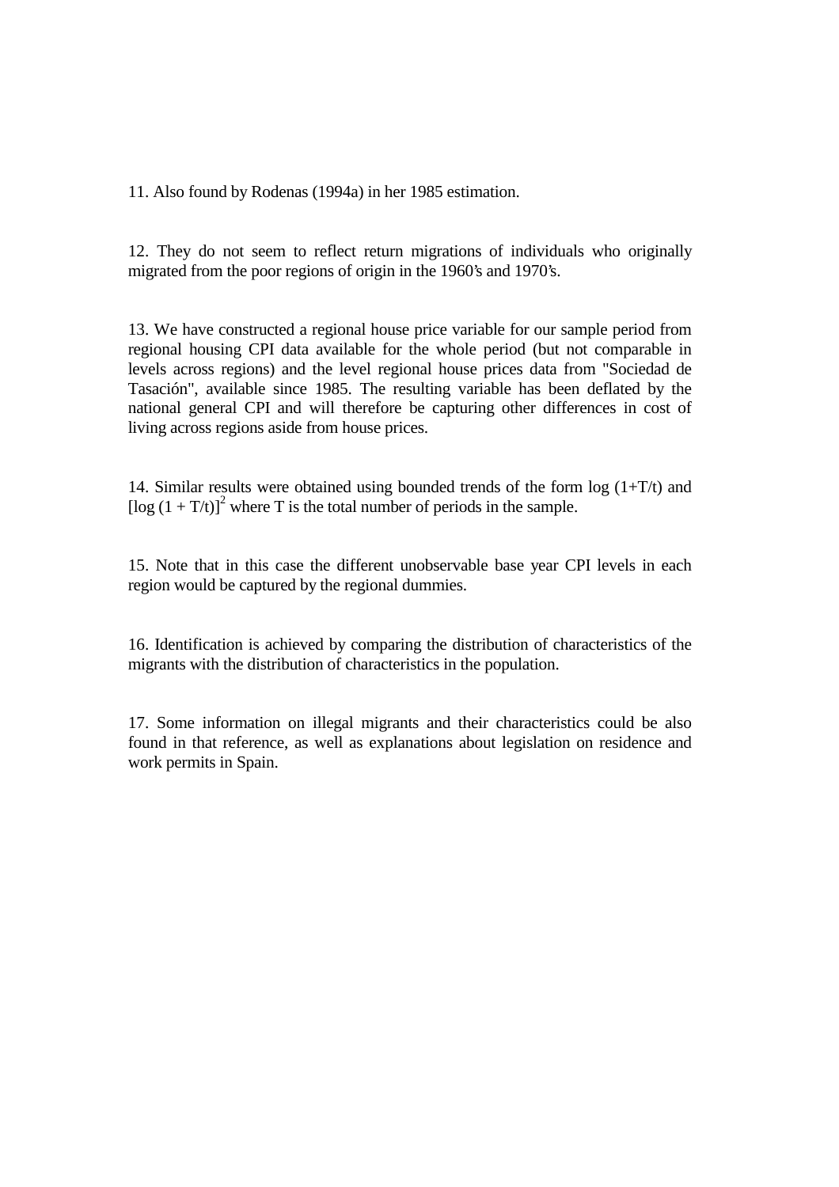11. Also found by Rodenas (1994a) in her 1985 estimation.

12. They do not seem to reflect return migrations of individuals who originally migrated from the poor regions of origin in the 1960's and 1970's.

13. We have constructed a regional house price variable for our sample period from regional housing CPI data available for the whole period (but not comparable in levels across regions) and the level regional house prices data from "Sociedad de Tasación", available since 1985. The resulting variable has been deflated by the national general CPI and will therefore be capturing other differences in cost of living across regions aside from house prices.

14. Similar results were obtained using bounded trends of the form $\log(1+T/t)$ and $[\log(1 + T/t)]^2$ where T is the total number of periods in the sample.

15. Note that in this case the different unobservable base year CPI levels in each region would be captured by the regional dummies.

16. Identification is achieved by comparing the distribution of characteristics of the migrants with the distribution of characteristics in the population.

17. Some information on illegal migrants and their characteristics could be also found in that reference, as well as explanations about legislation on residence and work permits in Spain.